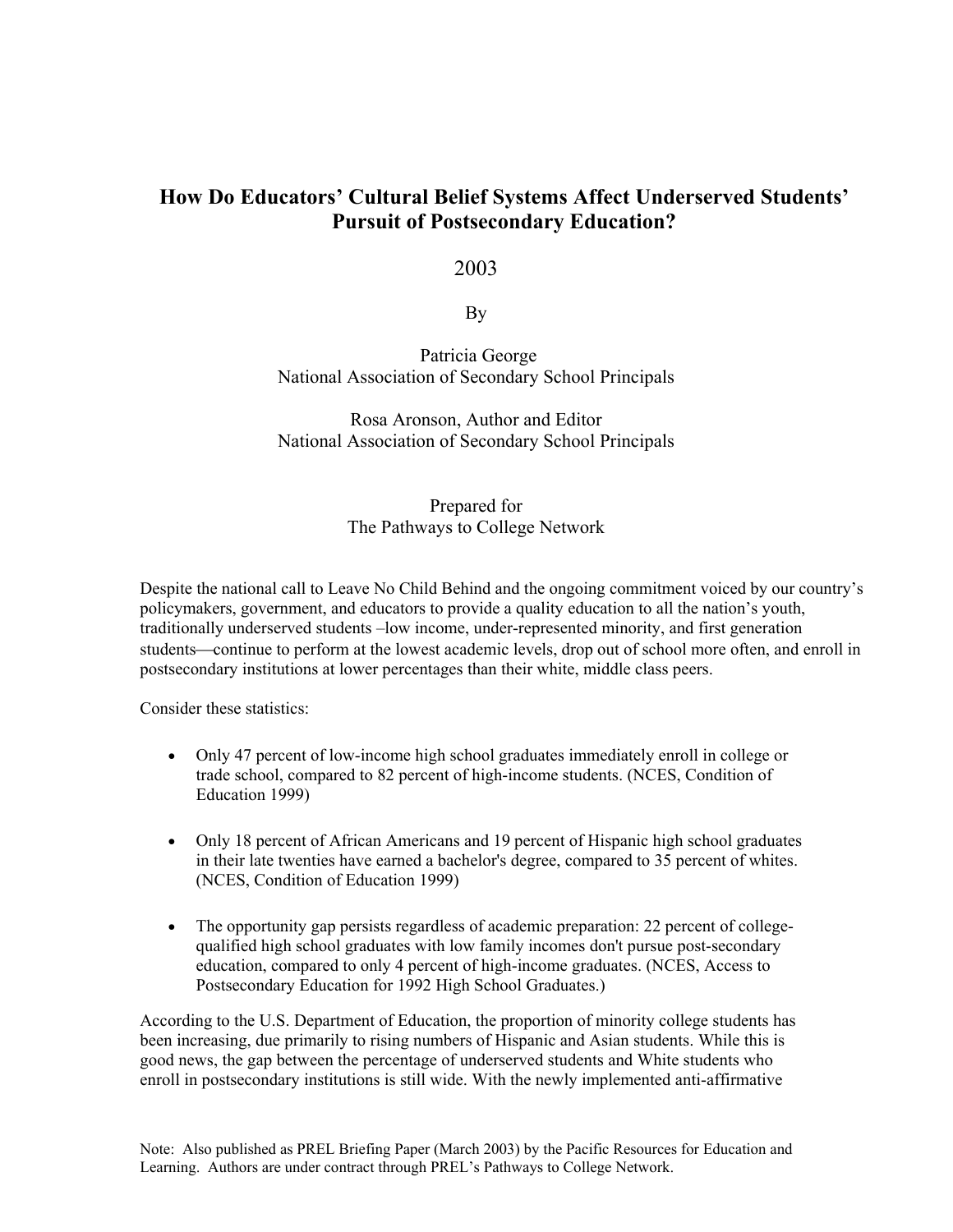# How Do Educators' Cultural Belief Systems Affect Underserved Students' Pursuit of Postsecondary Education?

2003

By

Patricia George
National Association of Secondary School Principals

Rosa Aronson, Author and Editor
National Association of Secondary School Principals

Prepared for
The Pathways to College Network

Despite the national call to Leave No Child Behind and the ongoing commitment voiced by our country's policymakers, government, and educators to provide a quality education to all the nation's youth, traditionally underserved students –low income, under-represented minority, and first generation students—continue to perform at the lowest academic levels, drop out of school more often, and enroll in postsecondary institutions at lower percentages than their white, middle class peers.

Consider these statistics:

- Only 47 percent of low-income high school graduates immediately enroll in college or trade school, compared to 82 percent of high-income students. (NCES, Condition of Education 1999)
- Only 18 percent of African Americans and 19 percent of Hispanic high school graduates in their late twenties have earned a bachelor's degree, compared to 35 percent of whites. (NCES, Condition of Education 1999)
- The opportunity gap persists regardless of academic preparation: 22 percent of college-qualified high school graduates with low family incomes don't pursue post-secondary education, compared to only 4 percent of high-income graduates. (NCES, Access to Postsecondary Education for 1992 High School Graduates.)

According to the U.S. Department of Education, the proportion of minority college students has been increasing, due primarily to rising numbers of Hispanic and Asian students. While this is good news, the gap between the percentage of underserved students and White students who enroll in postsecondary institutions is still wide. With the newly implemented anti-affirmative

Note: Also published as PREL Briefing Paper (March 2003) by the Pacific Resources for Education and Learning. Authors are under contract through PREL's Pathways to College Network.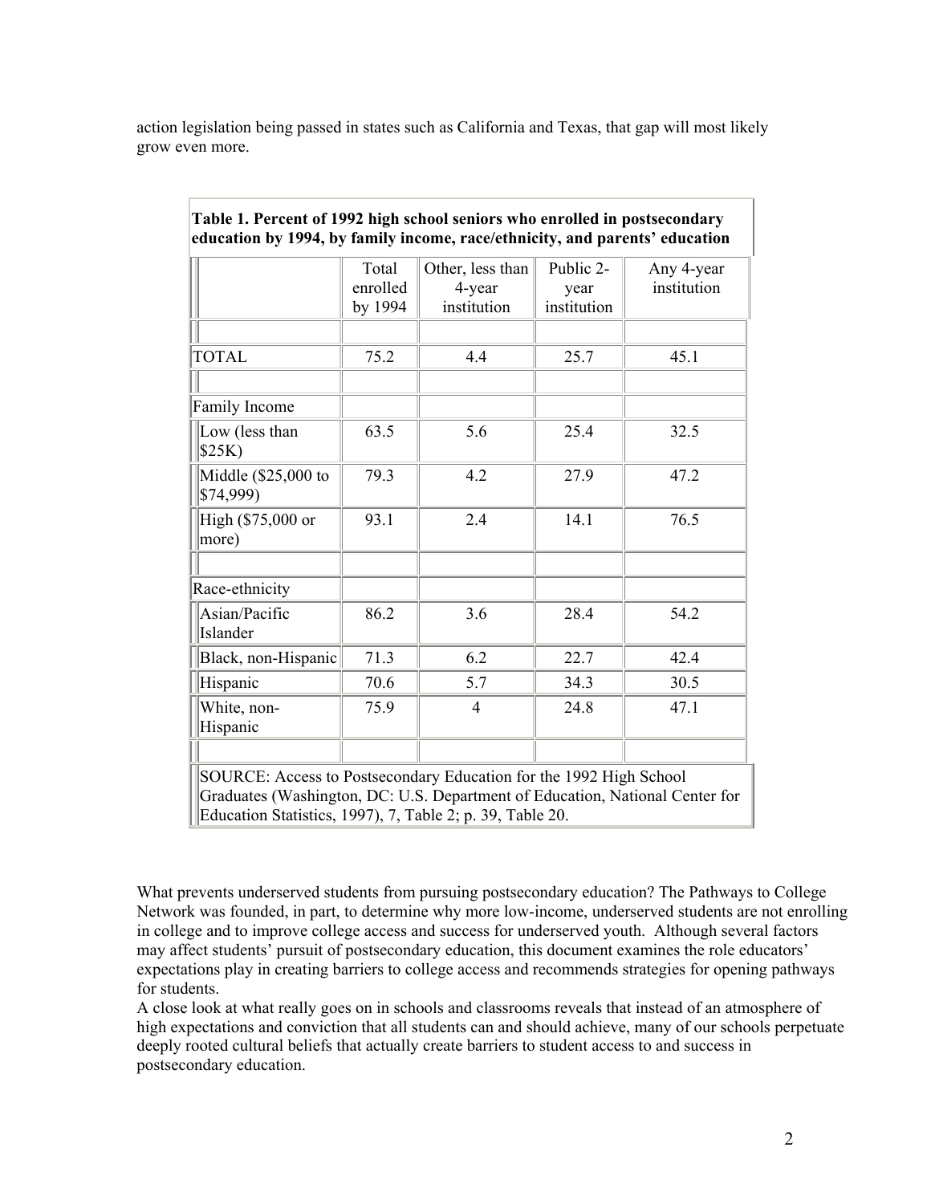action legislation being passed in states such as California and Texas, that gap will most likely grow even more.

**Table 1. Percent of 1992 high school seniors who enrolled in postsecondary education by 1994, by family income, race/ethnicity, and parents' education**

| | Total enrolled by 1994 | Other, less than 4-year institution | Public 2-year institution | Any 4-year institution |
|---|---|---|---|---|
| | | | | |
| TOTAL | 75.2 | 4.4 | 25.7 | 45.1 |
| | | | | |
| Family Income | | | | |
| Low (less than $25K) | 63.5 | 5.6 | 25.4 | 32.5 |
| Middle ($25,000 to $74,999) | 79.3 | 4.2 | 27.9 | 47.2 |
| High ($75,000 or more) | 93.1 | 2.4 | 14.1 | 76.5 |
| | | | | |
| Race-ethnicity | | | | |
| Asian/Pacific Islander | 86.2 | 3.6 | 28.4 | 54.2 |
| Black, non-Hispanic | 71.3 | 6.2 | 22.7 | 42.4 |
| Hispanic | 70.6 | 5.7 | 34.3 | 30.5 |
| White, non-Hispanic | 75.9 | 4 | 24.8 | 47.1 |
| | | | | |

SOURCE: Access to Postsecondary Education for the 1992 High School Graduates (Washington, DC: U.S. Department of Education, National Center for Education Statistics, 1997), 7, Table 2; p. 39, Table 20.

What prevents underserved students from pursuing postsecondary education? The Pathways to College Network was founded, in part, to determine why more low-income, underserved students are not enrolling in college and to improve college access and success for underserved youth. Although several factors may affect students' pursuit of postsecondary education, this document examines the role educators' expectations play in creating barriers to college access and recommends strategies for opening pathways for students.

A close look at what really goes on in schools and classrooms reveals that instead of an atmosphere of high expectations and conviction that all students can and should achieve, many of our schools perpetuate deeply rooted cultural beliefs that actually create barriers to student access to and success in postsecondary education.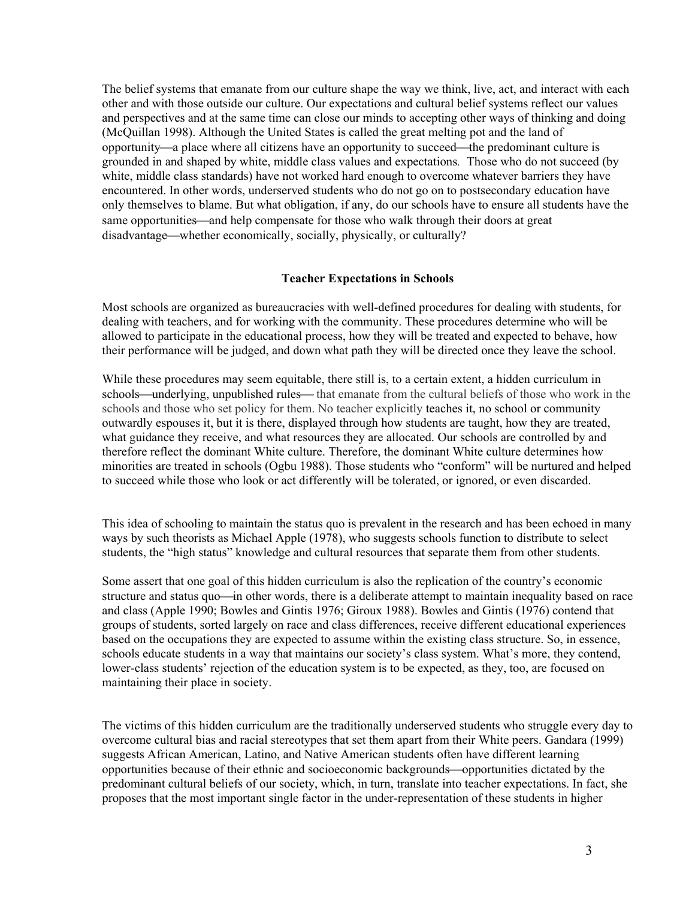The belief systems that emanate from our culture shape the way we think, live, act, and interact with each other and with those outside our culture. Our expectations and cultural belief systems reflect our values and perspectives and at the same time can close our minds to accepting other ways of thinking and doing (McQuillan 1998). Although the United States is called the great melting pot and the land of opportunity—a place where all citizens have an opportunity to succeed—the predominant culture is grounded in and shaped by white, middle class values and expectations. Those who do not succeed (by white, middle class standards) have not worked hard enough to overcome whatever barriers they have encountered. In other words, underserved students who do not go on to postsecondary education have only themselves to blame. But what obligation, if any, do our schools have to ensure all students have the same opportunities—and help compensate for those who walk through their doors at great disadvantage—whether economically, socially, physically, or culturally?

### Teacher Expectations in Schools

Most schools are organized as bureaucracies with well-defined procedures for dealing with students, for dealing with teachers, and for working with the community. These procedures determine who will be allowed to participate in the educational process, how they will be treated and expected to behave, how their performance will be judged, and down what path they will be directed once they leave the school.

While these procedures may seem equitable, there still is, to a certain extent, a hidden curriculum in schools—underlying, unpublished rules— that emanate from the cultural beliefs of those who work in the schools and those who set policy for them. No teacher explicitly teaches it, no school or community outwardly espouses it, but it is there, displayed through how students are taught, how they are treated, what guidance they receive, and what resources they are allocated. Our schools are controlled by and therefore reflect the dominant White culture. Therefore, the dominant White culture determines how minorities are treated in schools (Ogbu 1988). Those students who "conform" will be nurtured and helped to succeed while those who look or act differently will be tolerated, or ignored, or even discarded.

This idea of schooling to maintain the status quo is prevalent in the research and has been echoed in many ways by such theorists as Michael Apple (1978), who suggests schools function to distribute to select students, the "high status" knowledge and cultural resources that separate them from other students.

Some assert that one goal of this hidden curriculum is also the replication of the country's economic structure and status quo—in other words, there is a deliberate attempt to maintain inequality based on race and class (Apple 1990; Bowles and Gintis 1976; Giroux 1988). Bowles and Gintis (1976) contend that groups of students, sorted largely on race and class differences, receive different educational experiences based on the occupations they are expected to assume within the existing class structure. So, in essence, schools educate students in a way that maintains our society's class system. What's more, they contend, lower-class students' rejection of the education system is to be expected, as they, too, are focused on maintaining their place in society.

The victims of this hidden curriculum are the traditionally underserved students who struggle every day to overcome cultural bias and racial stereotypes that set them apart from their White peers. Gandara (1999) suggests African American, Latino, and Native American students often have different learning opportunities because of their ethnic and socioeconomic backgrounds—opportunities dictated by the predominant cultural beliefs of our society, which, in turn, translate into teacher expectations. In fact, she proposes that the most important single factor in the under-representation of these students in higher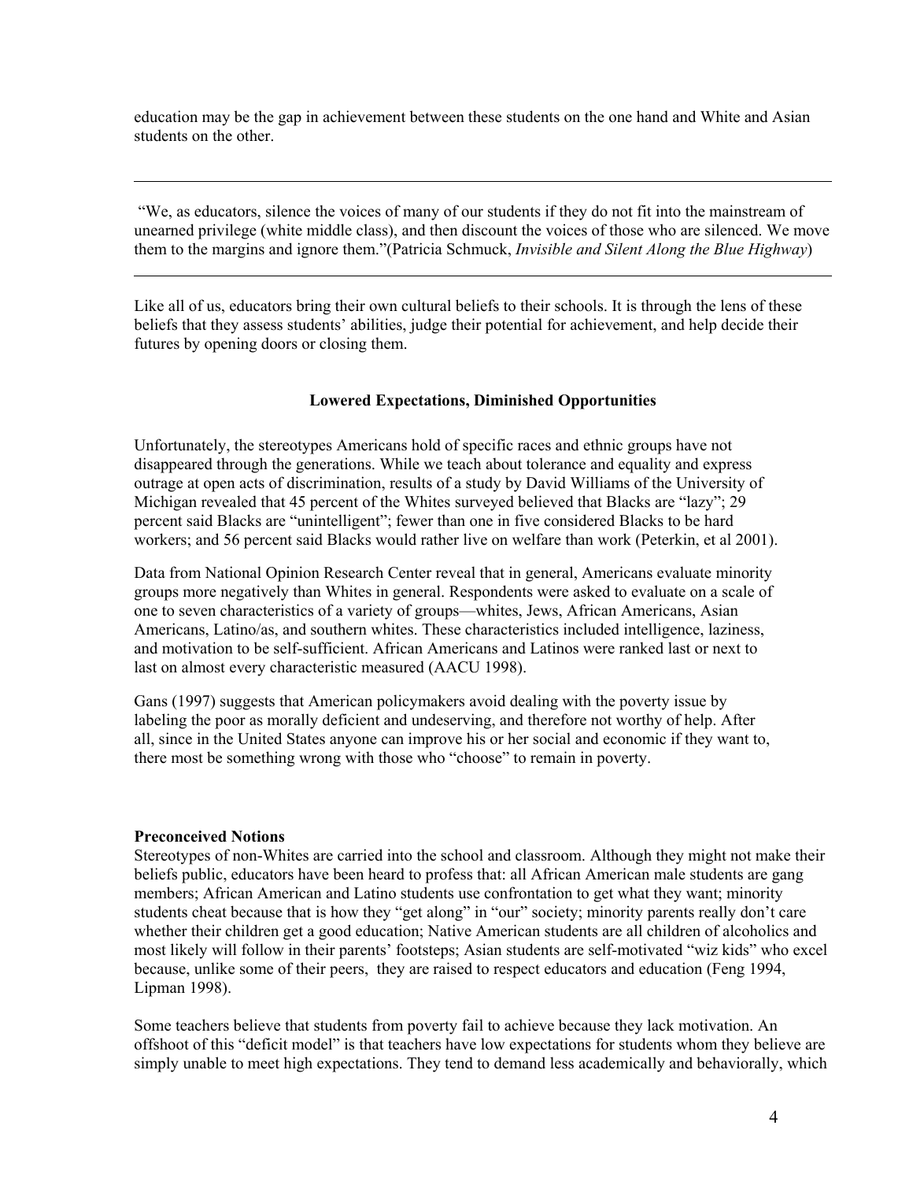education may be the gap in achievement between these students on the one hand and White and Asian students on the other.

---

"We, as educators, silence the voices of many of our students if they do not fit into the mainstream of unearned privilege (white middle class), and then discount the voices of those who are silenced. We move them to the margins and ignore them."(Patricia Schmuck, *Invisible and Silent Along the Blue Highway*)

---

Like all of us, educators bring their own cultural beliefs to their schools. It is through the lens of these beliefs that they assess students' abilities, judge their potential for achievement, and help decide their futures by opening doors or closing them.

### Lowered Expectations, Diminished Opportunities

Unfortunately, the stereotypes Americans hold of specific races and ethnic groups have not disappeared through the generations. While we teach about tolerance and equality and express outrage at open acts of discrimination, results of a study by David Williams of the University of Michigan revealed that 45 percent of the Whites surveyed believed that Blacks are "lazy"; 29 percent said Blacks are "unintelligent"; fewer than one in five considered Blacks to be hard workers; and 56 percent said Blacks would rather live on welfare than work (Peterkin, et al 2001).

Data from National Opinion Research Center reveal that in general, Americans evaluate minority groups more negatively than Whites in general. Respondents were asked to evaluate on a scale of one to seven characteristics of a variety of groups—whites, Jews, African Americans, Asian Americans, Latino/as, and southern whites. These characteristics included intelligence, laziness, and motivation to be self-sufficient. African Americans and Latinos were ranked last or next to last on almost every characteristic measured (AACU 1998).

Gans (1997) suggests that American policymakers avoid dealing with the poverty issue by labeling the poor as morally deficient and undeserving, and therefore not worthy of help. After all, since in the United States anyone can improve his or her social and economic if they want to, there most be something wrong with those who "choose" to remain in poverty.

**Preconceived Notions**

Stereotypes of non-Whites are carried into the school and classroom. Although they might not make their beliefs public, educators have been heard to profess that: all African American male students are gang members; African American and Latino students use confrontation to get what they want; minority students cheat because that is how they "get along" in "our" society; minority parents really don't care whether their children get a good education; Native American students are all children of alcoholics and most likely will follow in their parents' footsteps; Asian students are self-motivated "wiz kids" who excel because, unlike some of their peers, they are raised to respect educators and education (Feng 1994, Lipman 1998).

Some teachers believe that students from poverty fail to achieve because they lack motivation. An offshoot of this "deficit model" is that teachers have low expectations for students whom they believe are simply unable to meet high expectations. They tend to demand less academically and behaviorally, which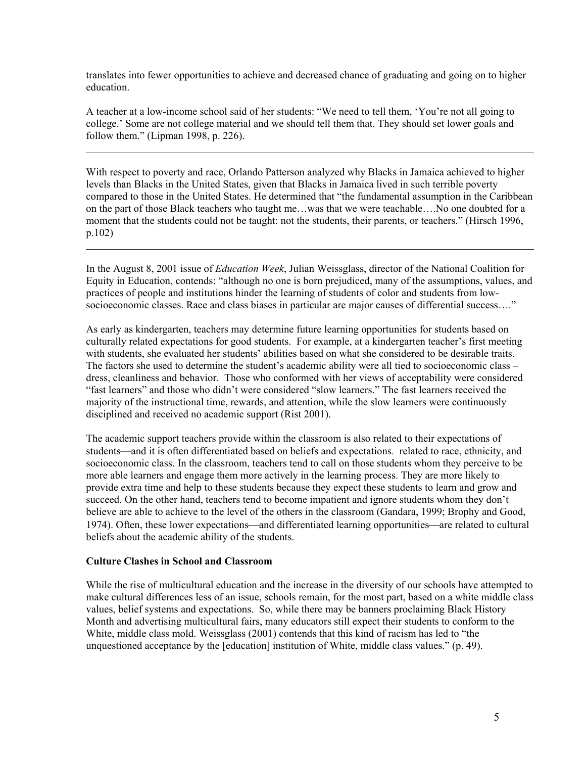translates into fewer opportunities to achieve and decreased chance of graduating and going on to higher education.

A teacher at a low-income school said of her students: "We need to tell them, 'You're not all going to college.' Some are not college material and we should tell them that. They should set lower goals and follow them." (Lipman 1998, p. 226).

---

With respect to poverty and race, Orlando Patterson analyzed why Blacks in Jamaica achieved to higher levels than Blacks in the United States, given that Blacks in Jamaica lived in such terrible poverty compared to those in the United States. He determined that "the fundamental assumption in the Caribbean on the part of those Black teachers who taught me…was that we were teachable….No one doubted for a moment that the students could not be taught: not the students, their parents, or teachers." (Hirsch 1996, p.102)

---

In the August 8, 2001 issue of *Education Week*, Julian Weissglass, director of the National Coalition for Equity in Education, contends: "although no one is born prejudiced, many of the assumptions, values, and practices of people and institutions hinder the learning of students of color and students from low-socioeconomic classes. Race and class biases in particular are major causes of differential success…."

As early as kindergarten, teachers may determine future learning opportunities for students based on culturally related expectations for good students. For example, at a kindergarten teacher's first meeting with students, she evaluated her students' abilities based on what she considered to be desirable traits. The factors she used to determine the student's academic ability were all tied to socioeconomic class – dress, cleanliness and behavior. Those who conformed with her views of acceptability were considered "fast learners" and those who didn't were considered "slow learners." The fast learners received the majority of the instructional time, rewards, and attention, while the slow learners were continuously disciplined and received no academic support (Rist 2001).

The academic support teachers provide within the classroom is also related to their expectations of students—and it is often differentiated based on beliefs and expectations. related to race, ethnicity, and socioeconomic class. In the classroom, teachers tend to call on those students whom they perceive to be more able learners and engage them more actively in the learning process. They are more likely to provide extra time and help to these students because they expect these students to learn and grow and succeed. On the other hand, teachers tend to become impatient and ignore students whom they don't believe are able to achieve to the level of the others in the classroom (Gandara, 1999; Brophy and Good, 1974). Often, these lower expectations—and differentiated learning opportunities—are related to cultural beliefs about the academic ability of the students.

**Culture Clashes in School and Classroom**

While the rise of multicultural education and the increase in the diversity of our schools have attempted to make cultural differences less of an issue, schools remain, for the most part, based on a white middle class values, belief systems and expectations. So, while there may be banners proclaiming Black History Month and advertising multicultural fairs, many educators still expect their students to conform to the White, middle class mold. Weissglass (2001) contends that this kind of racism has led to "the unquestioned acceptance by the [education] institution of White, middle class values." (p. 49).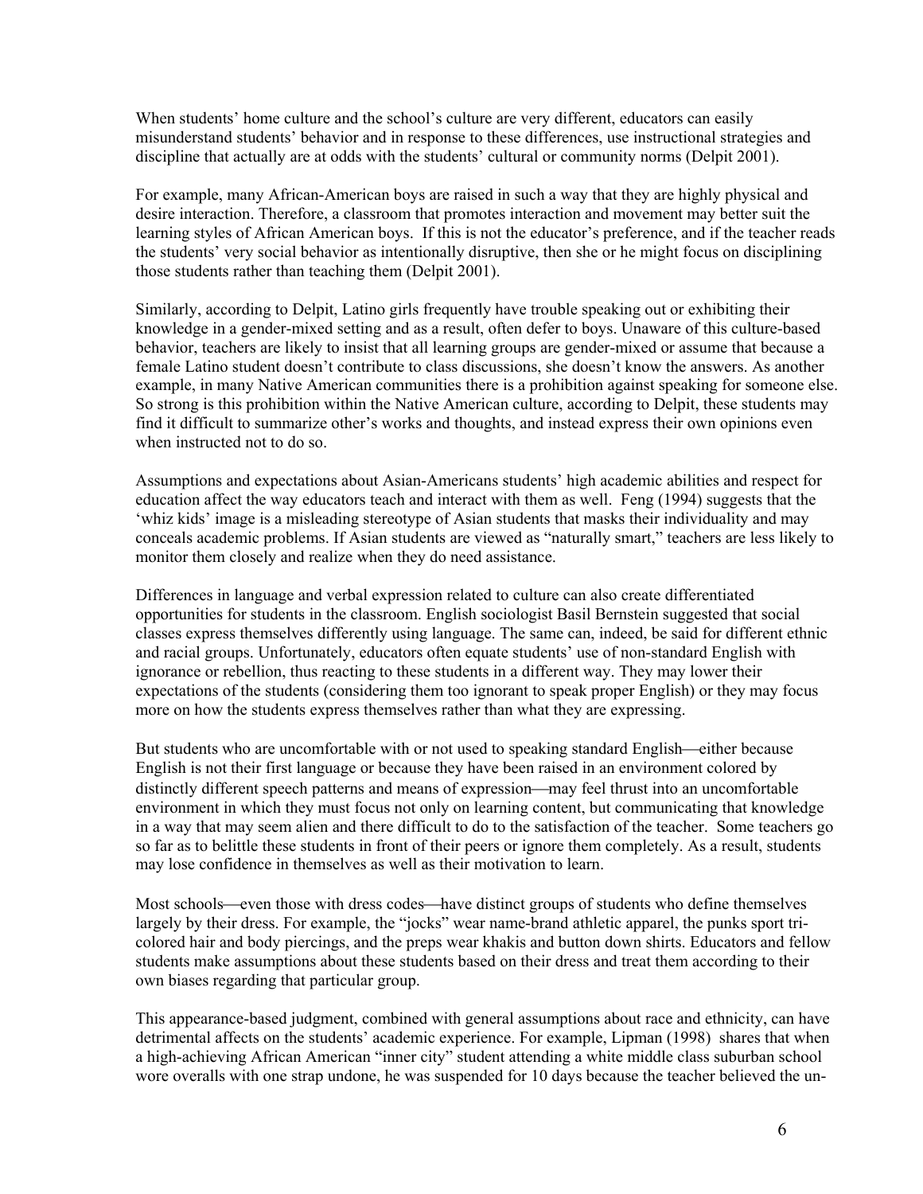When students' home culture and the school's culture are very different, educators can easily misunderstand students' behavior and in response to these differences, use instructional strategies and discipline that actually are at odds with the students' cultural or community norms (Delpit 2001).

For example, many African-American boys are raised in such a way that they are highly physical and desire interaction. Therefore, a classroom that promotes interaction and movement may better suit the learning styles of African American boys. If this is not the educator's preference, and if the teacher reads the students' very social behavior as intentionally disruptive, then she or he might focus on disciplining those students rather than teaching them (Delpit 2001).

Similarly, according to Delpit, Latino girls frequently have trouble speaking out or exhibiting their knowledge in a gender-mixed setting and as a result, often defer to boys. Unaware of this culture-based behavior, teachers are likely to insist that all learning groups are gender-mixed or assume that because a female Latino student doesn't contribute to class discussions, she doesn't know the answers. As another example, in many Native American communities there is a prohibition against speaking for someone else. So strong is this prohibition within the Native American culture, according to Delpit, these students may find it difficult to summarize other's works and thoughts, and instead express their own opinions even when instructed not to do so.

Assumptions and expectations about Asian-Americans students' high academic abilities and respect for education affect the way educators teach and interact with them as well. Feng (1994) suggests that the 'whiz kids' image is a misleading stereotype of Asian students that masks their individuality and may conceals academic problems. If Asian students are viewed as "naturally smart," teachers are less likely to monitor them closely and realize when they do need assistance.

Differences in language and verbal expression related to culture can also create differentiated opportunities for students in the classroom. English sociologist Basil Bernstein suggested that social classes express themselves differently using language. The same can, indeed, be said for different ethnic and racial groups. Unfortunately, educators often equate students' use of non-standard English with ignorance or rebellion, thus reacting to these students in a different way. They may lower their expectations of the students (considering them too ignorant to speak proper English) or they may focus more on how the students express themselves rather than what they are expressing.

But students who are uncomfortable with or not used to speaking standard English—either because English is not their first language or because they have been raised in an environment colored by distinctly different speech patterns and means of expression—may feel thrust into an uncomfortable environment in which they must focus not only on learning content, but communicating that knowledge in a way that may seem alien and there difficult to do to the satisfaction of the teacher. Some teachers go so far as to belittle these students in front of their peers or ignore them completely. As a result, students may lose confidence in themselves as well as their motivation to learn.

Most schools—even those with dress codes—have distinct groups of students who define themselves largely by their dress. For example, the "jocks" wear name-brand athletic apparel, the punks sport tri-colored hair and body piercings, and the preps wear khakis and button down shirts. Educators and fellow students make assumptions about these students based on their dress and treat them according to their own biases regarding that particular group.

This appearance-based judgment, combined with general assumptions about race and ethnicity, can have detrimental affects on the students' academic experience. For example, Lipman (1998) shares that when a high-achieving African American "inner city" student attending a white middle class suburban school wore overalls with one strap undone, he was suspended for 10 days because the teacher believed the un-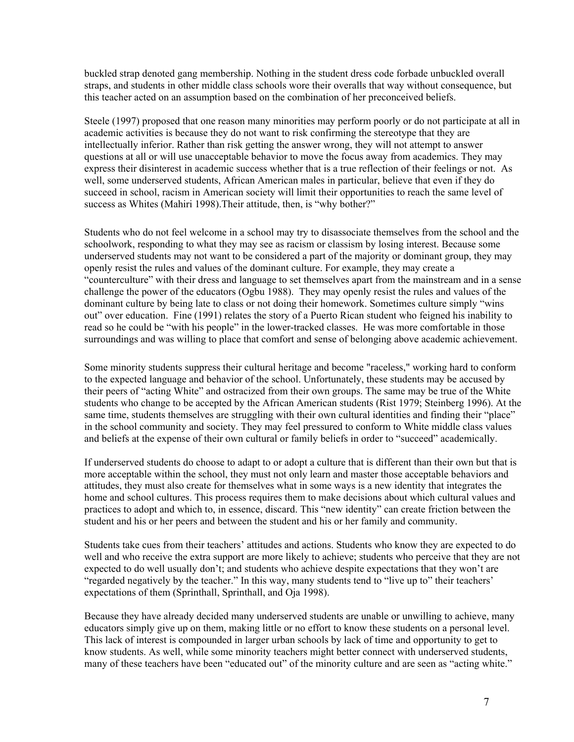buckled strap denoted gang membership. Nothing in the student dress code forbade unbuckled overall straps, and students in other middle class schools wore their overalls that way without consequence, but this teacher acted on an assumption based on the combination of her preconceived beliefs.

Steele (1997) proposed that one reason many minorities may perform poorly or do not participate at all in academic activities is because they do not want to risk confirming the stereotype that they are intellectually inferior. Rather than risk getting the answer wrong, they will not attempt to answer questions at all or will use unacceptable behavior to move the focus away from academics. They may express their disinterest in academic success whether that is a true reflection of their feelings or not. As well, some underserved students, African American males in particular, believe that even if they do succeed in school, racism in American society will limit their opportunities to reach the same level of success as Whites (Mahiri 1998).Their attitude, then, is "why bother?"

Students who do not feel welcome in a school may try to disassociate themselves from the school and the schoolwork, responding to what they may see as racism or classism by losing interest. Because some underserved students may not want to be considered a part of the majority or dominant group, they may openly resist the rules and values of the dominant culture. For example, they may create a "counterculture" with their dress and language to set themselves apart from the mainstream and in a sense challenge the power of the educators (Ogbu 1988). They may openly resist the rules and values of the dominant culture by being late to class or not doing their homework. Sometimes culture simply "wins out" over education. Fine (1991) relates the story of a Puerto Rican student who feigned his inability to read so he could be "with his people" in the lower-tracked classes. He was more comfortable in those surroundings and was willing to place that comfort and sense of belonging above academic achievement.

Some minority students suppress their cultural heritage and become "raceless," working hard to conform to the expected language and behavior of the school. Unfortunately, these students may be accused by their peers of "acting White" and ostracized from their own groups. The same may be true of the White students who change to be accepted by the African American students (Rist 1979; Steinberg 1996). At the same time, students themselves are struggling with their own cultural identities and finding their "place" in the school community and society. They may feel pressured to conform to White middle class values and beliefs at the expense of their own cultural or family beliefs in order to "succeed" academically.

If underserved students do choose to adapt to or adopt a culture that is different than their own but that is more acceptable within the school, they must not only learn and master those acceptable behaviors and attitudes, they must also create for themselves what in some ways is a new identity that integrates the home and school cultures. This process requires them to make decisions about which cultural values and practices to adopt and which to, in essence, discard. This "new identity" can create friction between the student and his or her peers and between the student and his or her family and community.

Students take cues from their teachers' attitudes and actions. Students who know they are expected to do well and who receive the extra support are more likely to achieve; students who perceive that they are not expected to do well usually don't; and students who achieve despite expectations that they won't are "regarded negatively by the teacher." In this way, many students tend to "live up to" their teachers' expectations of them (Sprinthall, Sprinthall, and Oja 1998).

Because they have already decided many underserved students are unable or unwilling to achieve, many educators simply give up on them, making little or no effort to know these students on a personal level. This lack of interest is compounded in larger urban schools by lack of time and opportunity to get to know students. As well, while some minority teachers might better connect with underserved students, many of these teachers have been "educated out" of the minority culture and are seen as "acting white."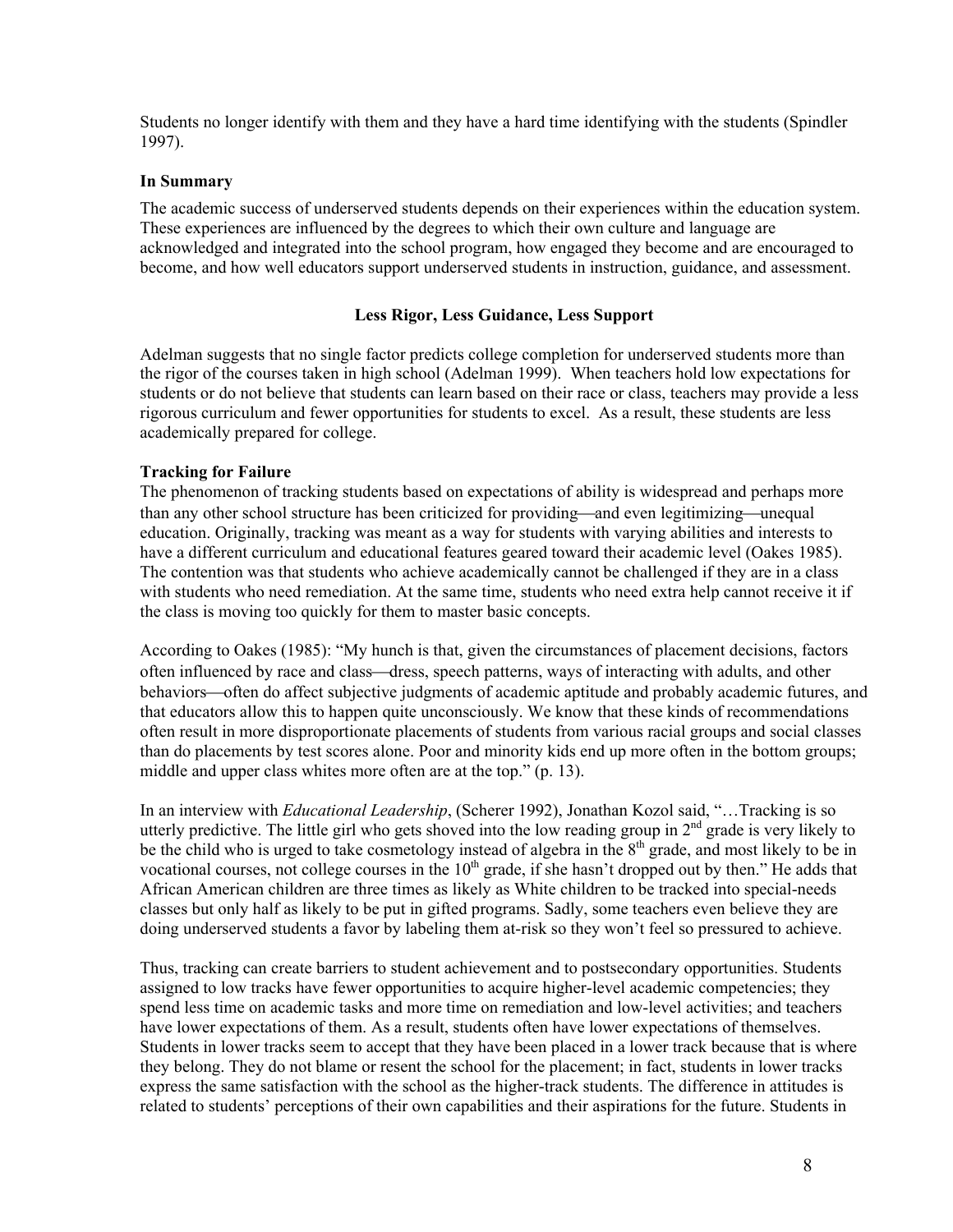Students no longer identify with them and they have a hard time identifying with the students (Spindler 1997).

### In Summary

The academic success of underserved students depends on their experiences within the education system. These experiences are influenced by the degrees to which their own culture and language are acknowledged and integrated into the school program, how engaged they become and are encouraged to become, and how well educators support underserved students in instruction, guidance, and assessment.

## Less Rigor, Less Guidance, Less Support

Adelman suggests that no single factor predicts college completion for underserved students more than the rigor of the courses taken in high school (Adelman 1999). When teachers hold low expectations for students or do not believe that students can learn based on their race or class, teachers may provide a less rigorous curriculum and fewer opportunities for students to excel. As a result, these students are less academically prepared for college.

### Tracking for Failure

The phenomenon of tracking students based on expectations of ability is widespread and perhaps more than any other school structure has been criticized for providing—and even legitimizing—unequal education. Originally, tracking was meant as a way for students with varying abilities and interests to have a different curriculum and educational features geared toward their academic level (Oakes 1985). The contention was that students who achieve academically cannot be challenged if they are in a class with students who need remediation. At the same time, students who need extra help cannot receive it if the class is moving too quickly for them to master basic concepts.

According to Oakes (1985): "My hunch is that, given the circumstances of placement decisions, factors often influenced by race and class—dress, speech patterns, ways of interacting with adults, and other behaviors—often do affect subjective judgments of academic aptitude and probably academic futures, and that educators allow this to happen quite unconsciously. We know that these kinds of recommendations often result in more disproportionate placements of students from various racial groups and social classes than do placements by test scores alone. Poor and minority kids end up more often in the bottom groups; middle and upper class whites more often are at the top." (p. 13).

In an interview with *Educational Leadership*, (Scherer 1992), Jonathan Kozol said, "…Tracking is so utterly predictive. The little girl who gets shoved into the low reading group in 2nd grade is very likely to be the child who is urged to take cosmetology instead of algebra in the 8th grade, and most likely to be in vocational courses, not college courses in the 10th grade, if she hasn't dropped out by then." He adds that African American children are three times as likely as White children to be tracked into special-needs classes but only half as likely to be put in gifted programs. Sadly, some teachers even believe they are doing underserved students a favor by labeling them at-risk so they won't feel so pressured to achieve.

Thus, tracking can create barriers to student achievement and to postsecondary opportunities. Students assigned to low tracks have fewer opportunities to acquire higher-level academic competencies; they spend less time on academic tasks and more time on remediation and low-level activities; and teachers have lower expectations of them. As a result, students often have lower expectations of themselves. Students in lower tracks seem to accept that they have been placed in a lower track because that is where they belong. They do not blame or resent the school for the placement; in fact, students in lower tracks express the same satisfaction with the school as the higher-track students. The difference in attitudes is related to students' perceptions of their own capabilities and their aspirations for the future. Students in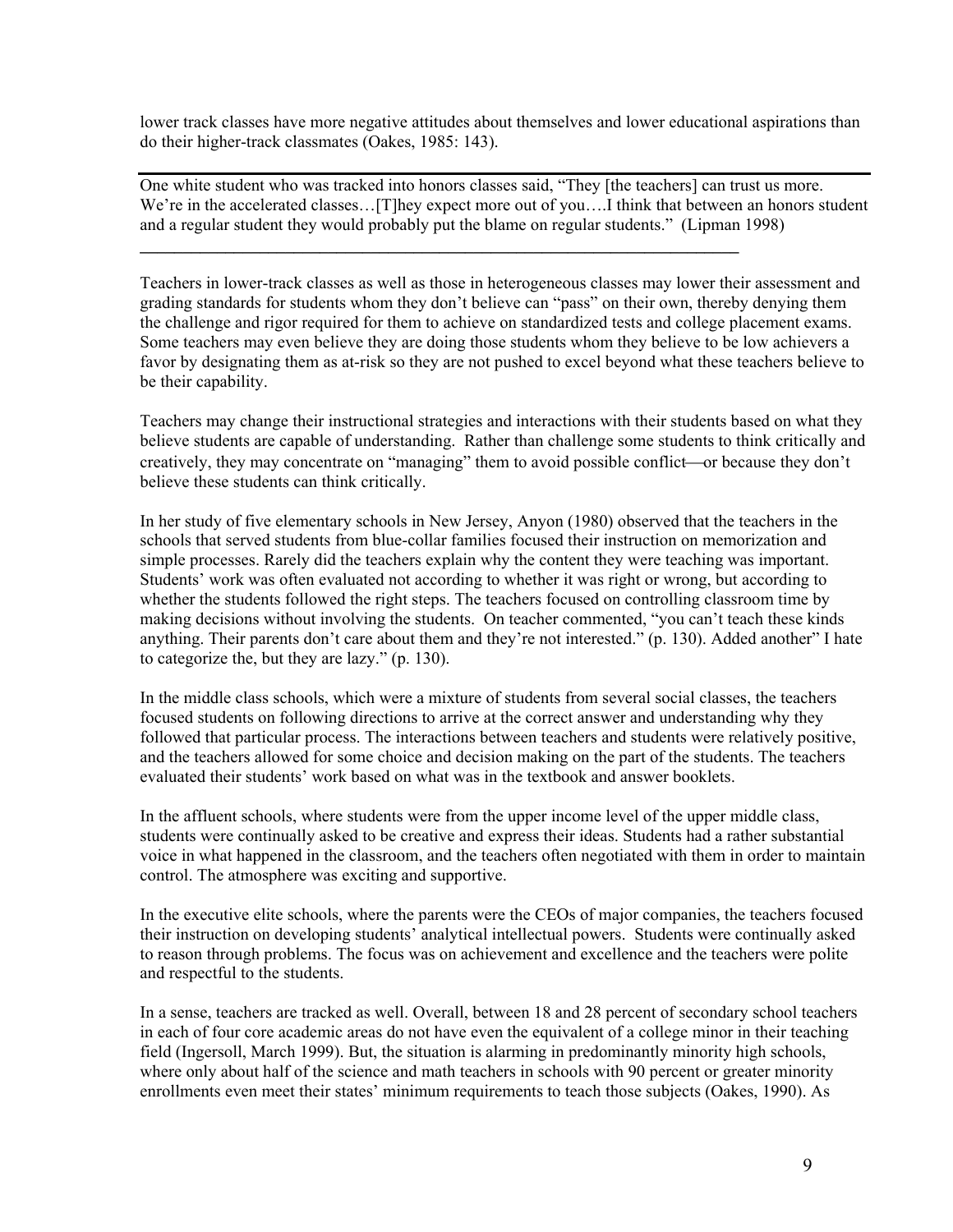lower track classes have more negative attitudes about themselves and lower educational aspirations than do their higher-track classmates (Oakes, 1985: 143).

---

One white student who was tracked into honors classes said, "They [the teachers] can trust us more. We're in the accelerated classes…[T]hey expect more out of you….I think that between an honors student and a regular student they would probably put the blame on regular students." (Lipman 1998)

---

Teachers in lower-track classes as well as those in heterogeneous classes may lower their assessment and grading standards for students whom they don't believe can "pass" on their own, thereby denying them the challenge and rigor required for them to achieve on standardized tests and college placement exams. Some teachers may even believe they are doing those students whom they believe to be low achievers a favor by designating them as at-risk so they are not pushed to excel beyond what these teachers believe to be their capability.

Teachers may change their instructional strategies and interactions with their students based on what they believe students are capable of understanding. Rather than challenge some students to think critically and creatively, they may concentrate on "managing" them to avoid possible conflict—or because they don't believe these students can think critically.

In her study of five elementary schools in New Jersey, Anyon (1980) observed that the teachers in the schools that served students from blue-collar families focused their instruction on memorization and simple processes. Rarely did the teachers explain why the content they were teaching was important. Students' work was often evaluated not according to whether it was right or wrong, but according to whether the students followed the right steps. The teachers focused on controlling classroom time by making decisions without involving the students. On teacher commented, "you can't teach these kinds anything. Their parents don't care about them and they're not interested." (p. 130). Added another" I hate to categorize the, but they are lazy." (p. 130).

In the middle class schools, which were a mixture of students from several social classes, the teachers focused students on following directions to arrive at the correct answer and understanding why they followed that particular process. The interactions between teachers and students were relatively positive, and the teachers allowed for some choice and decision making on the part of the students. The teachers evaluated their students' work based on what was in the textbook and answer booklets.

In the affluent schools, where students were from the upper income level of the upper middle class, students were continually asked to be creative and express their ideas. Students had a rather substantial voice in what happened in the classroom, and the teachers often negotiated with them in order to maintain control. The atmosphere was exciting and supportive.

In the executive elite schools, where the parents were the CEOs of major companies, the teachers focused their instruction on developing students' analytical intellectual powers. Students were continually asked to reason through problems. The focus was on achievement and excellence and the teachers were polite and respectful to the students.

In a sense, teachers are tracked as well. Overall, between 18 and 28 percent of secondary school teachers in each of four core academic areas do not have even the equivalent of a college minor in their teaching field (Ingersoll, March 1999). But, the situation is alarming in predominantly minority high schools, where only about half of the science and math teachers in schools with 90 percent or greater minority enrollments even meet their states' minimum requirements to teach those subjects (Oakes, 1990). As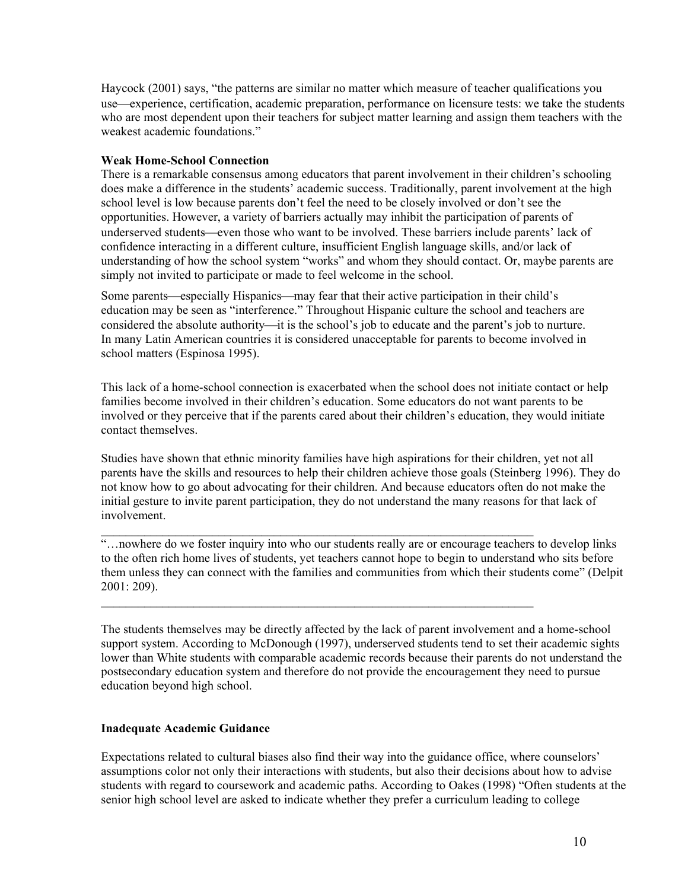Haycock (2001) says, “the patterns are similar no matter which measure of teacher qualifications you use—experience, certification, academic preparation, performance on licensure tests: we take the students who are most dependent upon their teachers for subject matter learning and assign them teachers with the weakest academic foundations.”

**Weak Home-School Connection**

There is a remarkable consensus among educators that parent involvement in their children’s schooling does make a difference in the students’ academic success. Traditionally, parent involvement at the high school level is low because parents don’t feel the need to be closely involved or don’t see the opportunities. However, a variety of barriers actually may inhibit the participation of parents of underserved students—even those who want to be involved. These barriers include parents’ lack of confidence interacting in a different culture, insufficient English language skills, and/or lack of understanding of how the school system “works” and whom they should contact. Or, maybe parents are simply not invited to participate or made to feel welcome in the school.

Some parents—especially Hispanics—may fear that their active participation in their child’s education may be seen as “interference.” Throughout Hispanic culture the school and teachers are considered the absolute authority—it is the school’s job to educate and the parent’s job to nurture. In many Latin American countries it is considered unacceptable for parents to become involved in school matters (Espinosa 1995).

This lack of a home-school connection is exacerbated when the school does not initiate contact or help families become involved in their children’s education. Some educators do not want parents to be involved or they perceive that if the parents cared about their children’s education, they would initiate contact themselves.

Studies have shown that ethnic minority families have high aspirations for their children, yet not all parents have the skills and resources to help their children achieve those goals (Steinberg 1996). They do not know how to go about advocating for their children. And because educators often do not make the initial gesture to invite parent participation, they do not understand the many reasons for that lack of involvement.

---

“…nowhere do we foster inquiry into who our students really are or encourage teachers to develop links to the often rich home lives of students, yet teachers cannot hope to begin to understand who sits before them unless they can connect with the families and communities from which their students come” (Delpit 2001: 209).

---

The students themselves may be directly affected by the lack of parent involvement and a home-school support system. According to McDonough (1997), underserved students tend to set their academic sights lower than White students with comparable academic records because their parents do not understand the postsecondary education system and therefore do not provide the encouragement they need to pursue education beyond high school.

**Inadequate Academic Guidance**

Expectations related to cultural biases also find their way into the guidance office, where counselors’ assumptions color not only their interactions with students, but also their decisions about how to advise students with regard to coursework and academic paths. According to Oakes (1998) “Often students at the senior high school level are asked to indicate whether they prefer a curriculum leading to college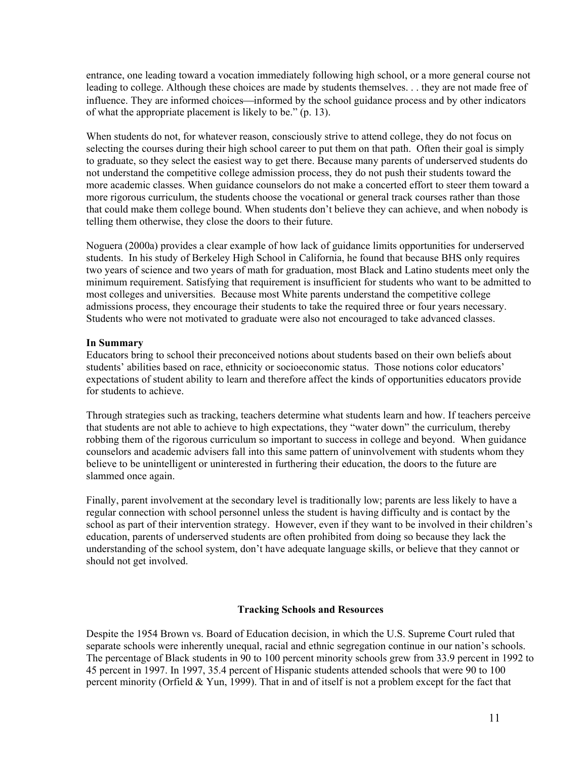entrance, one leading toward a vocation immediately following high school, or a more general course not leading to college. Although these choices are made by students themselves. . . they are not made free of influence. They are informed choices—informed by the school guidance process and by other indicators of what the appropriate placement is likely to be." (p. 13).

When students do not, for whatever reason, consciously strive to attend college, they do not focus on selecting the courses during their high school career to put them on that path. Often their goal is simply to graduate, so they select the easiest way to get there. Because many parents of underserved students do not understand the competitive college admission process, they do not push their students toward the more academic classes. When guidance counselors do not make a concerted effort to steer them toward a more rigorous curriculum, the students choose the vocational or general track courses rather than those that could make them college bound. When students don't believe they can achieve, and when nobody is telling them otherwise, they close the doors to their future.

Noguera (2000a) provides a clear example of how lack of guidance limits opportunities for underserved students. In his study of Berkeley High School in California, he found that because BHS only requires two years of science and two years of math for graduation, most Black and Latino students meet only the minimum requirement. Satisfying that requirement is insufficient for students who want to be admitted to most colleges and universities. Because most White parents understand the competitive college admissions process, they encourage their students to take the required three or four years necessary. Students who were not motivated to graduate were also not encouraged to take advanced classes.

**In Summary**

Educators bring to school their preconceived notions about students based on their own beliefs about students' abilities based on race, ethnicity or socioeconomic status. Those notions color educators' expectations of student ability to learn and therefore affect the kinds of opportunities educators provide for students to achieve.

Through strategies such as tracking, teachers determine what students learn and how. If teachers perceive that students are not able to achieve to high expectations, they "water down" the curriculum, thereby robbing them of the rigorous curriculum so important to success in college and beyond. When guidance counselors and academic advisers fall into this same pattern of uninvolvement with students whom they believe to be unintelligent or uninterested in furthering their education, the doors to the future are slammed once again.

Finally, parent involvement at the secondary level is traditionally low; parents are less likely to have a regular connection with school personnel unless the student is having difficulty and is contact by the school as part of their intervention strategy. However, even if they want to be involved in their children's education, parents of underserved students are often prohibited from doing so because they lack the understanding of the school system, don't have adequate language skills, or believe that they cannot or should not get involved.

## Tracking Schools and Resources

Despite the 1954 Brown vs. Board of Education decision, in which the U.S. Supreme Court ruled that separate schools were inherently unequal, racial and ethnic segregation continue in our nation's schools. The percentage of Black students in 90 to 100 percent minority schools grew from 33.9 percent in 1992 to 45 percent in 1997. In 1997, 35.4 percent of Hispanic students attended schools that were 90 to 100 percent minority (Orfield & Yun, 1999). That in and of itself is not a problem except for the fact that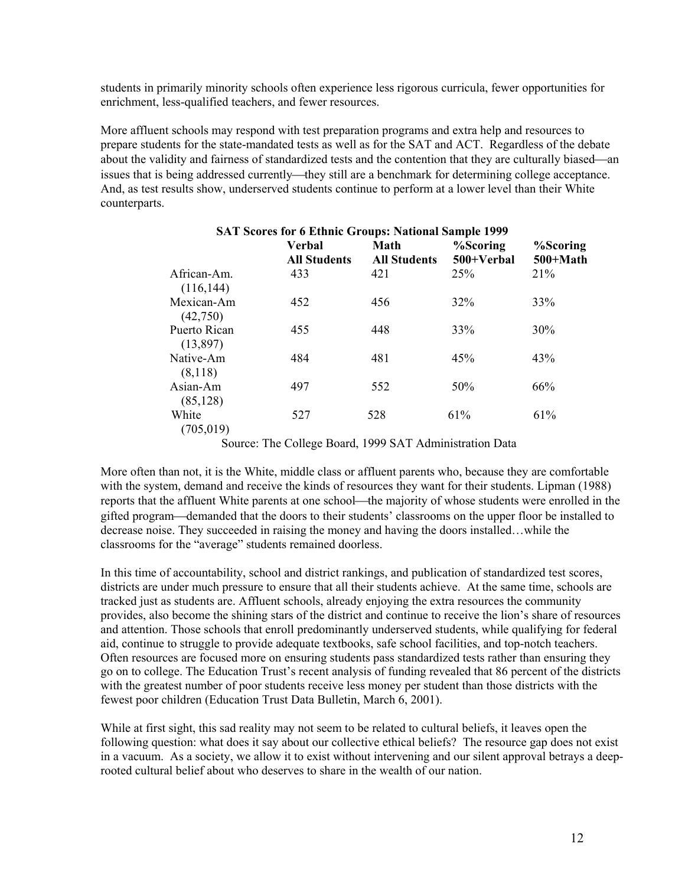students in primarily minority schools often experience less rigorous curricula, fewer opportunities for enrichment, less-qualified teachers, and fewer resources.

More affluent schools may respond with test preparation programs and extra help and resources to prepare students for the state-mandated tests as well as for the SAT and ACT. Regardless of the debate about the validity and fairness of standardized tests and the contention that they are culturally biased—an issues that is being addressed currently—they still are a benchmark for determining college acceptance. And, as test results show, underserved students continue to perform at a lower level than their White counterparts.

**SAT Scores for 6 Ethnic Groups: National Sample 1999**

| | Verbal All Students | Math All Students | %Scoring 500+Verbal | %Scoring 500+Math |
|---|---|---|---|---|
| African-Am. (116,144) | 433 | 421 | 25% | 21% |
| Mexican-Am (42,750) | 452 | 456 | 32% | 33% |
| Puerto Rican (13,897) | 455 | 448 | 33% | 30% |
| Native-Am (8,118) | 484 | 481 | 45% | 43% |
| Asian-Am (85,128) | 497 | 552 | 50% | 66% |
| White (705,019) | 527 | 528 | 61% | 61% |

Source: The College Board, 1999 SAT Administration Data

More often than not, it is the White, middle class or affluent parents who, because they are comfortable with the system, demand and receive the kinds of resources they want for their students. Lipman (1988) reports that the affluent White parents at one school—the majority of whose students were enrolled in the gifted program—demanded that the doors to their students' classrooms on the upper floor be installed to decrease noise. They succeeded in raising the money and having the doors installed…while the classrooms for the "average" students remained doorless.

In this time of accountability, school and district rankings, and publication of standardized test scores, districts are under much pressure to ensure that all their students achieve. At the same time, schools are tracked just as students are. Affluent schools, already enjoying the extra resources the community provides, also become the shining stars of the district and continue to receive the lion's share of resources and attention. Those schools that enroll predominantly underserved students, while qualifying for federal aid, continue to struggle to provide adequate textbooks, safe school facilities, and top-notch teachers. Often resources are focused more on ensuring students pass standardized tests rather than ensuring they go on to college. The Education Trust's recent analysis of funding revealed that 86 percent of the districts with the greatest number of poor students receive less money per student than those districts with the fewest poor children (Education Trust Data Bulletin, March 6, 2001).

While at first sight, this sad reality may not seem to be related to cultural beliefs, it leaves open the following question: what does it say about our collective ethical beliefs? The resource gap does not exist in a vacuum. As a society, we allow it to exist without intervening and our silent approval betrays a deep-rooted cultural belief about who deserves to share in the wealth of our nation.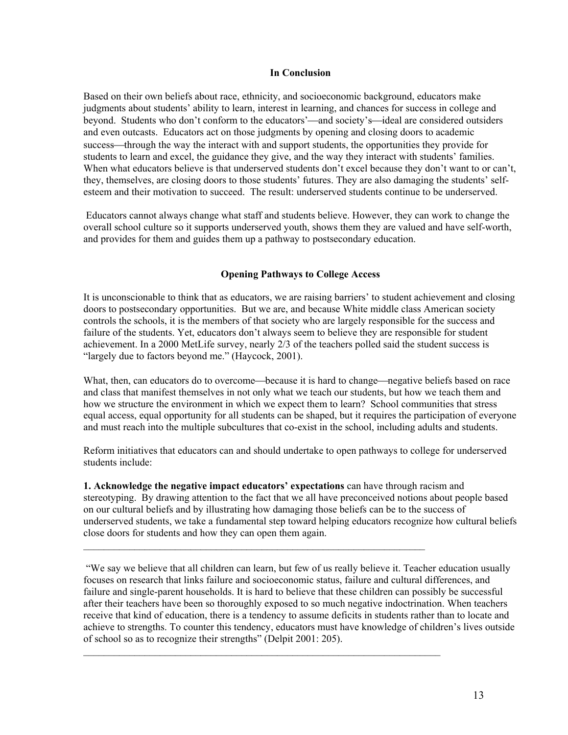### In Conclusion

Based on their own beliefs about race, ethnicity, and socioeconomic background, educators make judgments about students' ability to learn, interest in learning, and chances for success in college and beyond. Students who don't conform to the educators'—and society's—ideal are considered outsiders and even outcasts. Educators act on those judgments by opening and closing doors to academic success—through the way the interact with and support students, the opportunities they provide for students to learn and excel, the guidance they give, and the way they interact with students' families. When what educators believe is that underserved students don't excel because they don't want to or can't, they, themselves, are closing doors to those students' futures. They are also damaging the students' self-esteem and their motivation to succeed. The result: underserved students continue to be underserved.

Educators cannot always change what staff and students believe. However, they can work to change the overall school culture so it supports underserved youth, shows them they are valued and have self-worth, and provides for them and guides them up a pathway to postsecondary education.

### Opening Pathways to College Access

It is unconscionable to think that as educators, we are raising barriers' to student achievement and closing doors to postsecondary opportunities. But we are, and because White middle class American society controls the schools, it is the members of that society who are largely responsible for the success and failure of the students. Yet, educators don't always seem to believe they are responsible for student achievement. In a 2000 MetLife survey, nearly 2/3 of the teachers polled said the student success is "largely due to factors beyond me." (Haycock, 2001).

What, then, can educators do to overcome—because it is hard to change—negative beliefs based on race and class that manifest themselves in not only what we teach our students, but how we teach them and how we structure the environment in which we expect them to learn? School communities that stress equal access, equal opportunity for all students can be shaped, but it requires the participation of everyone and must reach into the multiple subcultures that co-exist in the school, including adults and students.

Reform initiatives that educators can and should undertake to open pathways to college for underserved students include:

**1. Acknowledge the negative impact educators' expectations** can have through racism and stereotyping. By drawing attention to the fact that we all have preconceived notions about people based on our cultural beliefs and by illustrating how damaging those beliefs can be to the success of underserved students, we take a fundamental step toward helping educators recognize how cultural beliefs close doors for students and how they can open them again.

---

"We say we believe that all children can learn, but few of us really believe it. Teacher education usually focuses on research that links failure and socioeconomic status, failure and cultural differences, and failure and single-parent households. It is hard to believe that these children can possibly be successful after their teachers have been so thoroughly exposed to so much negative indoctrination. When teachers receive that kind of education, there is a tendency to assume deficits in students rather than to locate and achieve to strengths. To counter this tendency, educators must have knowledge of children's lives outside of school so as to recognize their strengths" (Delpit 2001: 205).

---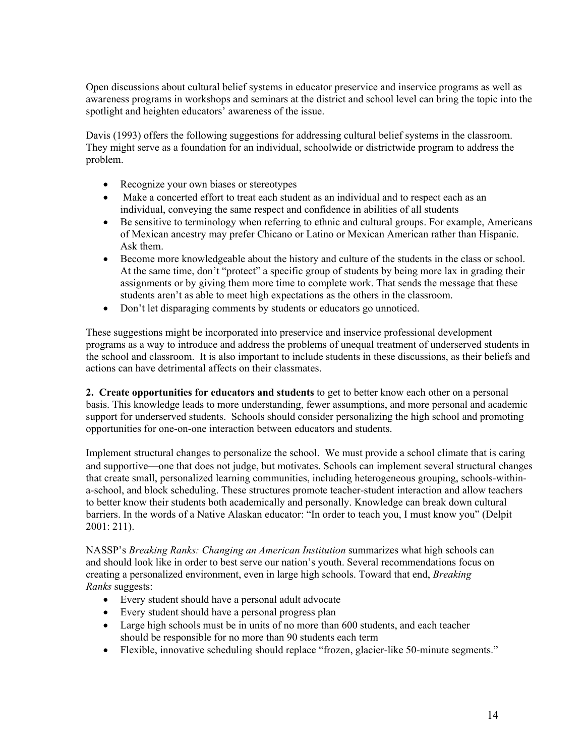Open discussions about cultural belief systems in educator preservice and inservice programs as well as awareness programs in workshops and seminars at the district and school level can bring the topic into the spotlight and heighten educators' awareness of the issue.

Davis (1993) offers the following suggestions for addressing cultural belief systems in the classroom. They might serve as a foundation for an individual, schoolwide or districtwide program to address the problem.

- Recognize your own biases or stereotypes
- Make a concerted effort to treat each student as an individual and to respect each as an individual, conveying the same respect and confidence in abilities of all students
- Be sensitive to terminology when referring to ethnic and cultural groups. For example, Americans of Mexican ancestry may prefer Chicano or Latino or Mexican American rather than Hispanic. Ask them.
- Become more knowledgeable about the history and culture of the students in the class or school. At the same time, don't "protect" a specific group of students by being more lax in grading their assignments or by giving them more time to complete work. That sends the message that these students aren't as able to meet high expectations as the others in the classroom.
- Don't let disparaging comments by students or educators go unnoticed.

These suggestions might be incorporated into preservice and inservice professional development programs as a way to introduce and address the problems of unequal treatment of underserved students in the school and classroom. It is also important to include students in these discussions, as their beliefs and actions can have detrimental affects on their classmates.

**2. Create opportunities for educators and students** to get to better know each other on a personal basis. This knowledge leads to more understanding, fewer assumptions, and more personal and academic support for underserved students. Schools should consider personalizing the high school and promoting opportunities for one-on-one interaction between educators and students.

Implement structural changes to personalize the school. We must provide a school climate that is caring and supportive—one that does not judge, but motivates. Schools can implement several structural changes that create small, personalized learning communities, including heterogeneous grouping, schools-within-a-school, and block scheduling. These structures promote teacher-student interaction and allow teachers to better know their students both academically and personally. Knowledge can break down cultural barriers. In the words of a Native Alaskan educator: "In order to teach you, I must know you" (Delpit 2001: 211).

NASSP's *Breaking Ranks: Changing an American Institution* summarizes what high schools can and should look like in order to best serve our nation's youth. Several recommendations focus on creating a personalized environment, even in large high schools. Toward that end, *Breaking Ranks* suggests:

- Every student should have a personal adult advocate
- Every student should have a personal progress plan
- Large high schools must be in units of no more than 600 students, and each teacher should be responsible for no more than 90 students each term
- Flexible, innovative scheduling should replace "frozen, glacier-like 50-minute segments."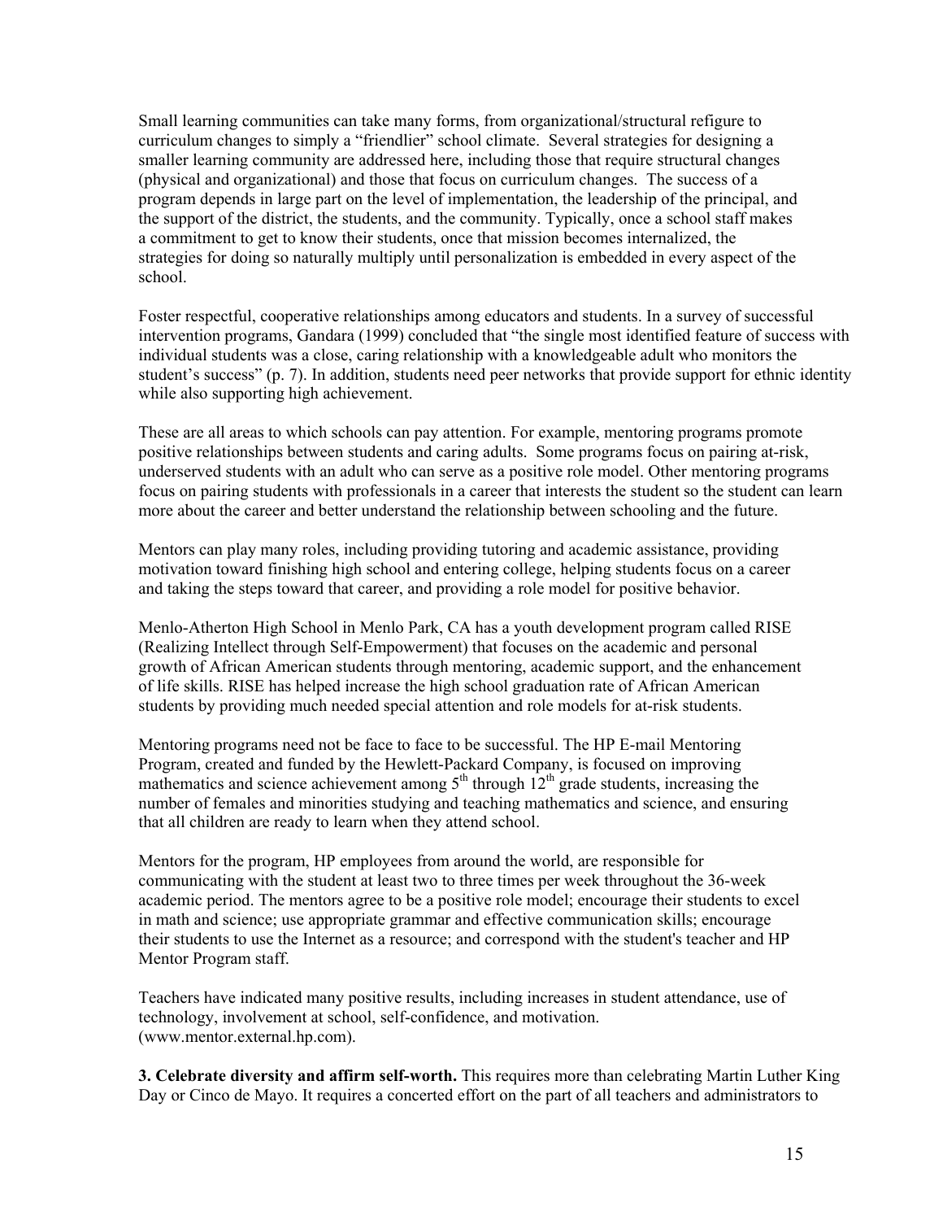Small learning communities can take many forms, from organizational/structural refigure to curriculum changes to simply a "friendlier" school climate. Several strategies for designing a smaller learning community are addressed here, including those that require structural changes (physical and organizational) and those that focus on curriculum changes. The success of a program depends in large part on the level of implementation, the leadership of the principal, and the support of the district, the students, and the community. Typically, once a school staff makes a commitment to get to know their students, once that mission becomes internalized, the strategies for doing so naturally multiply until personalization is embedded in every aspect of the school.

Foster respectful, cooperative relationships among educators and students. In a survey of successful intervention programs, Gandara (1999) concluded that "the single most identified feature of success with individual students was a close, caring relationship with a knowledgeable adult who monitors the student's success" (p. 7). In addition, students need peer networks that provide support for ethnic identity while also supporting high achievement.

These are all areas to which schools can pay attention. For example, mentoring programs promote positive relationships between students and caring adults. Some programs focus on pairing at-risk, underserved students with an adult who can serve as a positive role model. Other mentoring programs focus on pairing students with professionals in a career that interests the student so the student can learn more about the career and better understand the relationship between schooling and the future.

Mentors can play many roles, including providing tutoring and academic assistance, providing motivation toward finishing high school and entering college, helping students focus on a career and taking the steps toward that career, and providing a role model for positive behavior.

Menlo-Atherton High School in Menlo Park, CA has a youth development program called RISE (Realizing Intellect through Self-Empowerment) that focuses on the academic and personal growth of African American students through mentoring, academic support, and the enhancement of life skills. RISE has helped increase the high school graduation rate of African American students by providing much needed special attention and role models for at-risk students.

Mentoring programs need not be face to face to be successful. The HP E-mail Mentoring Program, created and funded by the Hewlett-Packard Company, is focused on improving mathematics and science achievement among 5th through 12th grade students, increasing the number of females and minorities studying and teaching mathematics and science, and ensuring that all children are ready to learn when they attend school.

Mentors for the program, HP employees from around the world, are responsible for communicating with the student at least two to three times per week throughout the 36-week academic period. The mentors agree to be a positive role model; encourage their students to excel in math and science; use appropriate grammar and effective communication skills; encourage their students to use the Internet as a resource; and correspond with the student's teacher and HP Mentor Program staff.

Teachers have indicated many positive results, including increases in student attendance, use of technology, involvement at school, self-confidence, and motivation. (www.mentor.external.hp.com).

**3. Celebrate diversity and affirm self-worth.** This requires more than celebrating Martin Luther King Day or Cinco de Mayo. It requires a concerted effort on the part of all teachers and administrators to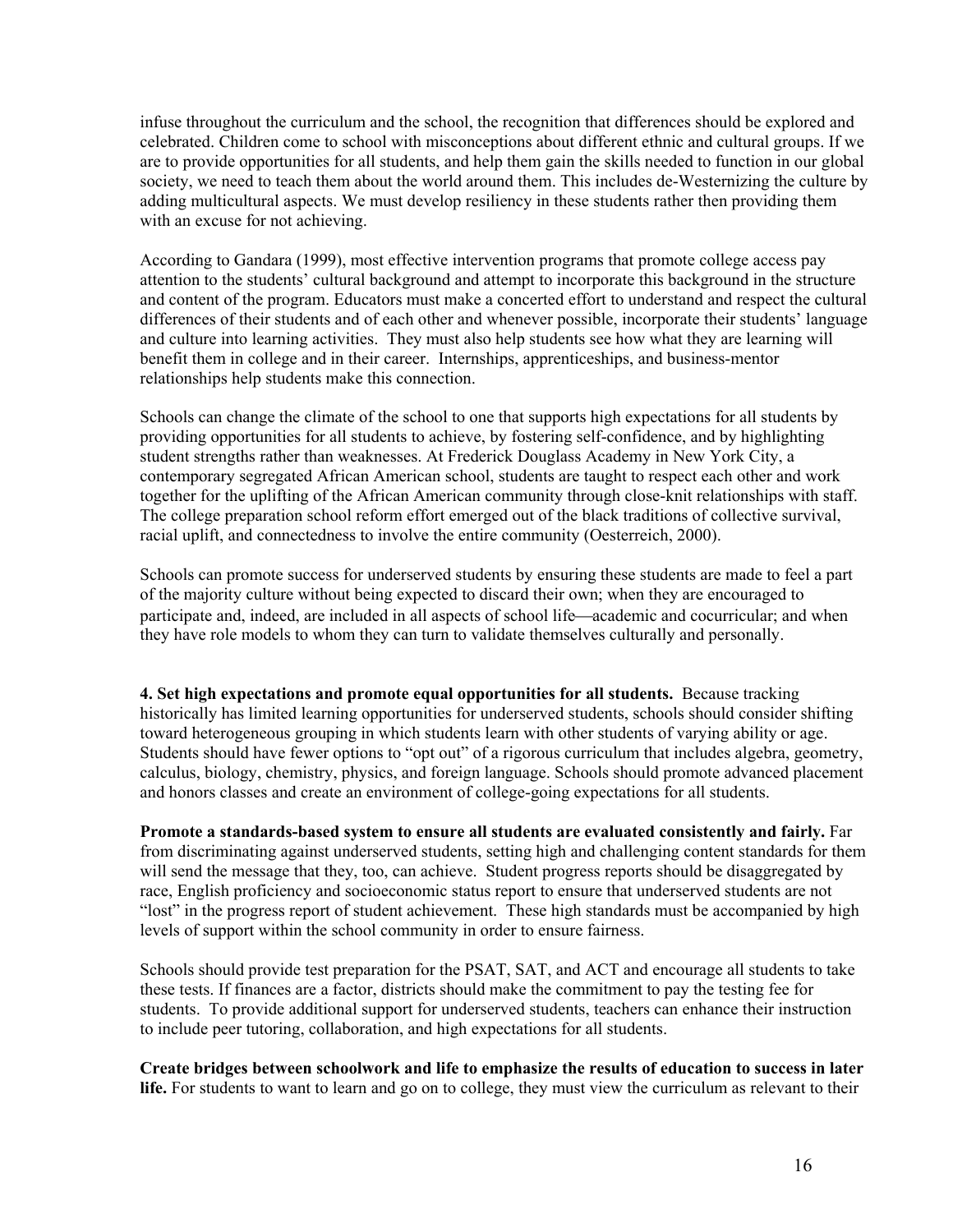infuse throughout the curriculum and the school, the recognition that differences should be explored and celebrated. Children come to school with misconceptions about different ethnic and cultural groups. If we are to provide opportunities for all students, and help them gain the skills needed to function in our global society, we need to teach them about the world around them. This includes de-Westernizing the culture by adding multicultural aspects. We must develop resiliency in these students rather then providing them with an excuse for not achieving.

According to Gandara (1999), most effective intervention programs that promote college access pay attention to the students' cultural background and attempt to incorporate this background in the structure and content of the program. Educators must make a concerted effort to understand and respect the cultural differences of their students and of each other and whenever possible, incorporate their students' language and culture into learning activities. They must also help students see how what they are learning will benefit them in college and in their career. Internships, apprenticeships, and business-mentor relationships help students make this connection.

Schools can change the climate of the school to one that supports high expectations for all students by providing opportunities for all students to achieve, by fostering self-confidence, and by highlighting student strengths rather than weaknesses. At Frederick Douglass Academy in New York City, a contemporary segregated African American school, students are taught to respect each other and work together for the uplifting of the African American community through close-knit relationships with staff. The college preparation school reform effort emerged out of the black traditions of collective survival, racial uplift, and connectedness to involve the entire community (Oesterreich, 2000).

Schools can promote success for underserved students by ensuring these students are made to feel a part of the majority culture without being expected to discard their own; when they are encouraged to participate and, indeed, are included in all aspects of school life—academic and cocurricular; and when they have role models to whom they can turn to validate themselves culturally and personally.

**4. Set high expectations and promote equal opportunities for all students.** Because tracking historically has limited learning opportunities for underserved students, schools should consider shifting toward heterogeneous grouping in which students learn with other students of varying ability or age. Students should have fewer options to "opt out" of a rigorous curriculum that includes algebra, geometry, calculus, biology, chemistry, physics, and foreign language. Schools should promote advanced placement and honors classes and create an environment of college-going expectations for all students.

**Promote a standards-based system to ensure all students are evaluated consistently and fairly.** Far from discriminating against underserved students, setting high and challenging content standards for them will send the message that they, too, can achieve. Student progress reports should be disaggregated by race, English proficiency and socioeconomic status report to ensure that underserved students are not "lost" in the progress report of student achievement. These high standards must be accompanied by high levels of support within the school community in order to ensure fairness.

Schools should provide test preparation for the PSAT, SAT, and ACT and encourage all students to take these tests. If finances are a factor, districts should make the commitment to pay the testing fee for students. To provide additional support for underserved students, teachers can enhance their instruction to include peer tutoring, collaboration, and high expectations for all students.

**Create bridges between schoolwork and life to emphasize the results of education to success in later life.** For students to want to learn and go on to college, they must view the curriculum as relevant to their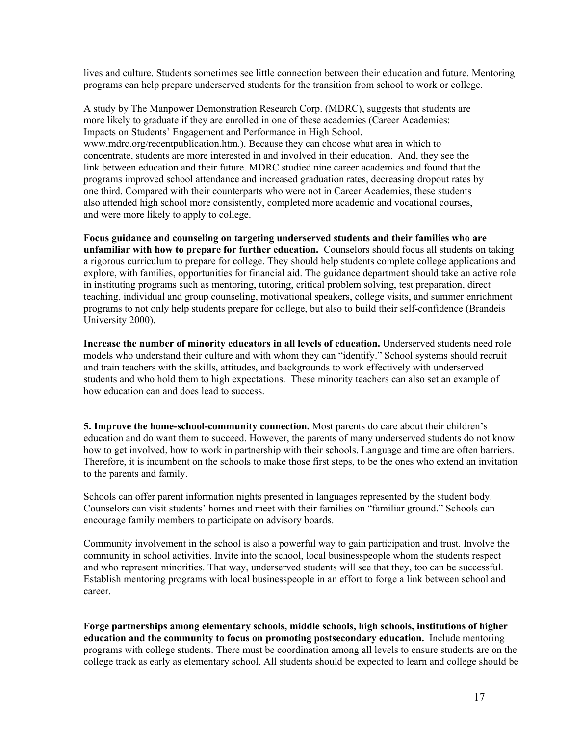lives and culture. Students sometimes see little connection between their education and future. Mentoring programs can help prepare underserved students for the transition from school to work or college.

A study by The Manpower Demonstration Research Corp. (MDRC), suggests that students are more likely to graduate if they are enrolled in one of these academies (Career Academies: Impacts on Students' Engagement and Performance in High School. www.mdrc.org/recentpublication.htm.). Because they can choose what area in which to concentrate, students are more interested in and involved in their education. And, they see the link between education and their future. MDRC studied nine career academics and found that the programs improved school attendance and increased graduation rates, decreasing dropout rates by one third. Compared with their counterparts who were not in Career Academies, these students also attended high school more consistently, completed more academic and vocational courses, and were more likely to apply to college.

**Focus guidance and counseling on targeting underserved students and their families who are unfamiliar with how to prepare for further education.** Counselors should focus all students on taking a rigorous curriculum to prepare for college. They should help students complete college applications and explore, with families, opportunities for financial aid. The guidance department should take an active role in instituting programs such as mentoring, tutoring, critical problem solving, test preparation, direct teaching, individual and group counseling, motivational speakers, college visits, and summer enrichment programs to not only help students prepare for college, but also to build their self-confidence (Brandeis University 2000).

**Increase the number of minority educators in all levels of education.** Underserved students need role models who understand their culture and with whom they can "identify." School systems should recruit and train teachers with the skills, attitudes, and backgrounds to work effectively with underserved students and who hold them to high expectations. These minority teachers can also set an example of how education can and does lead to success.

**5. Improve the home-school-community connection.** Most parents do care about their children's education and do want them to succeed. However, the parents of many underserved students do not know how to get involved, how to work in partnership with their schools. Language and time are often barriers. Therefore, it is incumbent on the schools to make those first steps, to be the ones who extend an invitation to the parents and family.

Schools can offer parent information nights presented in languages represented by the student body. Counselors can visit students' homes and meet with their families on "familiar ground." Schools can encourage family members to participate on advisory boards.

Community involvement in the school is also a powerful way to gain participation and trust. Involve the community in school activities. Invite into the school, local businesspeople whom the students respect and who represent minorities. That way, underserved students will see that they, too can be successful. Establish mentoring programs with local businesspeople in an effort to forge a link between school and career.

**Forge partnerships among elementary schools, middle schools, high schools, institutions of higher education and the community to focus on promoting postsecondary education.** Include mentoring programs with college students. There must be coordination among all levels to ensure students are on the college track as early as elementary school. All students should be expected to learn and college should be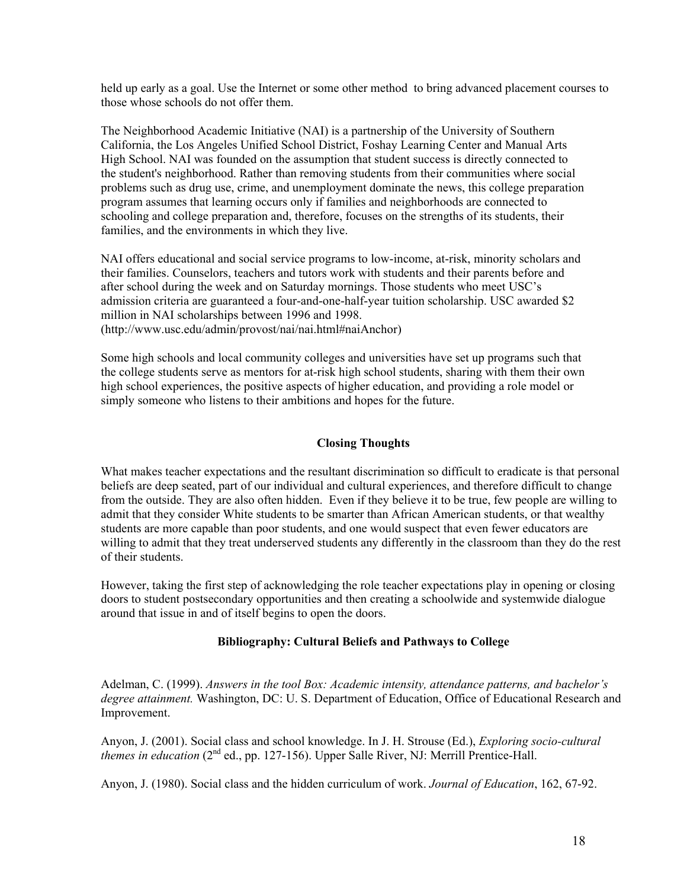held up early as a goal. Use the Internet or some other method to bring advanced placement courses to those whose schools do not offer them.

The Neighborhood Academic Initiative (NAI) is a partnership of the University of Southern California, the Los Angeles Unified School District, Foshay Learning Center and Manual Arts High School. NAI was founded on the assumption that student success is directly connected to the student's neighborhood. Rather than removing students from their communities where social problems such as drug use, crime, and unemployment dominate the news, this college preparation program assumes that learning occurs only if families and neighborhoods are connected to schooling and college preparation and, therefore, focuses on the strengths of its students, their families, and the environments in which they live.

NAI offers educational and social service programs to low-income, at-risk, minority scholars and their families. Counselors, teachers and tutors work with students and their parents before and after school during the week and on Saturday mornings. Those students who meet USC's admission criteria are guaranteed a four-and-one-half-year tuition scholarship. USC awarded $2 million in NAI scholarships between 1996 and 1998. (http://www.usc.edu/admin/provost/nai/nai.html#naiAnchor)

Some high schools and local community colleges and universities have set up programs such that the college students serve as mentors for at-risk high school students, sharing with them their own high school experiences, the positive aspects of higher education, and providing a role model or simply someone who listens to their ambitions and hopes for the future.

## Closing Thoughts

What makes teacher expectations and the resultant discrimination so difficult to eradicate is that personal beliefs are deep seated, part of our individual and cultural experiences, and therefore difficult to change from the outside. They are also often hidden. Even if they believe it to be true, few people are willing to admit that they consider White students to be smarter than African American students, or that wealthy students are more capable than poor students, and one would suspect that even fewer educators are willing to admit that they treat underserved students any differently in the classroom than they do the rest of their students.

However, taking the first step of acknowledging the role teacher expectations play in opening or closing doors to student postsecondary opportunities and then creating a schoolwide and systemwide dialogue around that issue in and of itself begins to open the doors.

## Bibliography: Cultural Beliefs and Pathways to College

Adelman, C. (1999). *Answers in the tool Box: Academic intensity, attendance patterns, and bachelor's degree attainment.* Washington, DC: U. S. Department of Education, Office of Educational Research and Improvement.

Anyon, J. (2001). Social class and school knowledge. In J. H. Strouse (Ed.), *Exploring socio-cultural themes in education* (2nd ed., pp. 127-156). Upper Salle River, NJ: Merrill Prentice-Hall.

Anyon, J. (1980). Social class and the hidden curriculum of work. *Journal of Education*, 162, 67-92.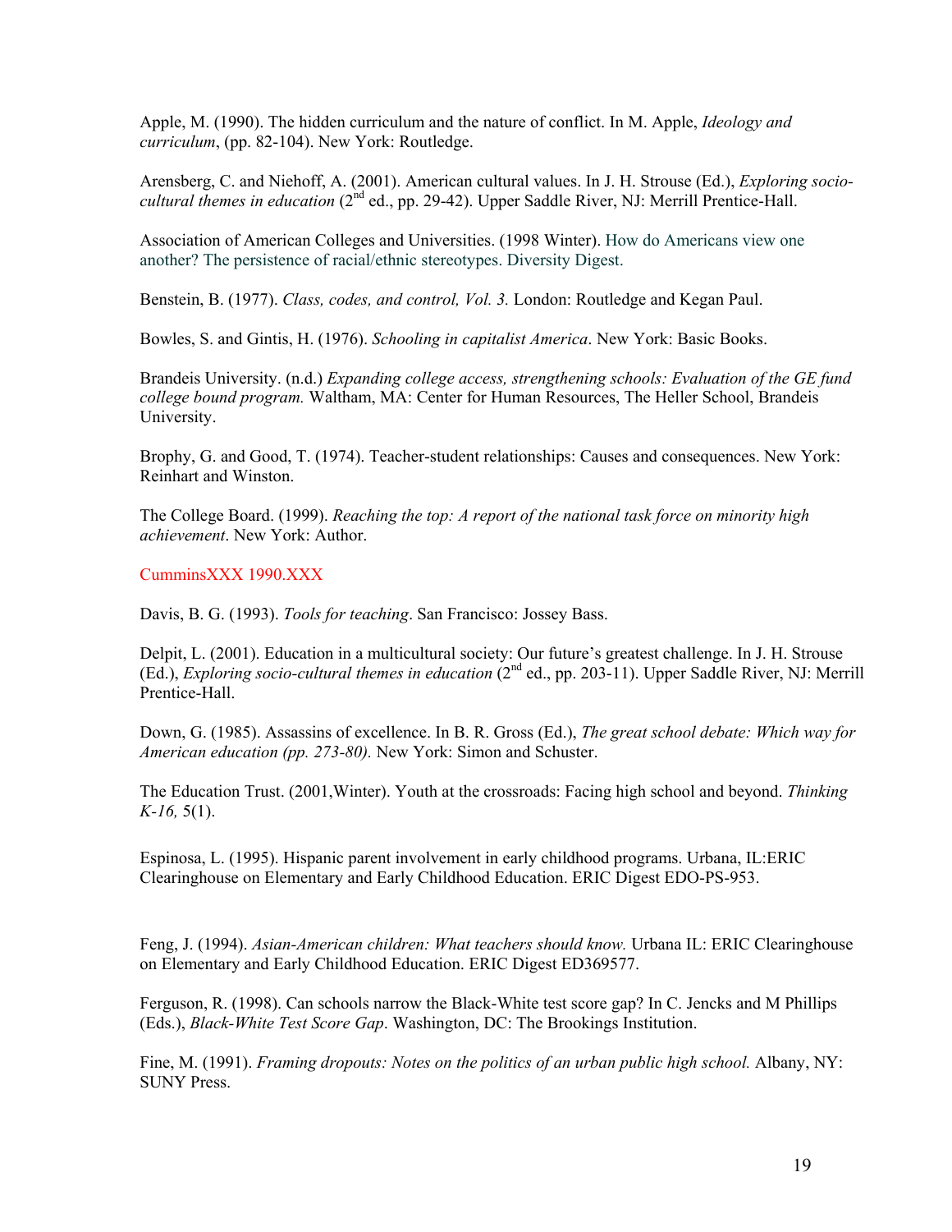Apple, M. (1990). The hidden curriculum and the nature of conflict. In M. Apple, *Ideology and curriculum*, (pp. 82-104). New York: Routledge.

Arensberg, C. and Niehoff, A. (2001). American cultural values. In J. H. Strouse (Ed.), *Exploring socio-cultural themes in education* (2nd ed., pp. 29-42). Upper Saddle River, NJ: Merrill Prentice-Hall.

Association of American Colleges and Universities. (1998 Winter). How do Americans view one another? The persistence of racial/ethnic stereotypes. Diversity Digest.

Benstein, B. (1977). *Class, codes, and control, Vol. 3.* London: Routledge and Kegan Paul.

Bowles, S. and Gintis, H. (1976). *Schooling in capitalist America*. New York: Basic Books.

Brandeis University. (n.d.) *Expanding college access, strengthening schools: Evaluation of the GE fund college bound program.* Waltham, MA: Center for Human Resources, The Heller School, Brandeis University.

Brophy, G. and Good, T. (1974). Teacher-student relationships: Causes and consequences. New York: Reinhart and Winston.

The College Board. (1999). *Reaching the top: A report of the national task force on minority high achievement*. New York: Author.

CumminsXXX 1990.XXX

Davis, B. G. (1993). *Tools for teaching*. San Francisco: Jossey Bass.

Delpit, L. (2001). Education in a multicultural society: Our future's greatest challenge. In J. H. Strouse (Ed.), *Exploring socio-cultural themes in education* (2nd ed., pp. 203-11). Upper Saddle River, NJ: Merrill Prentice-Hall.

Down, G. (1985). Assassins of excellence. In B. R. Gross (Ed.), *The great school debate: Which way for American education (pp. 273-80).* New York: Simon and Schuster.

The Education Trust. (2001,Winter). Youth at the crossroads: Facing high school and beyond. *Thinking K-16,* 5(1).

Espinosa, L. (1995). Hispanic parent involvement in early childhood programs. Urbana, IL:ERIC Clearinghouse on Elementary and Early Childhood Education. ERIC Digest EDO-PS-953.

Feng, J. (1994). *Asian-American children: What teachers should know.* Urbana IL: ERIC Clearinghouse on Elementary and Early Childhood Education. ERIC Digest ED369577.

Ferguson, R. (1998). Can schools narrow the Black-White test score gap? In C. Jencks and M Phillips (Eds.), *Black-White Test Score Gap*. Washington, DC: The Brookings Institution.

Fine, M. (1991). *Framing dropouts: Notes on the politics of an urban public high school.* Albany, NY: SUNY Press.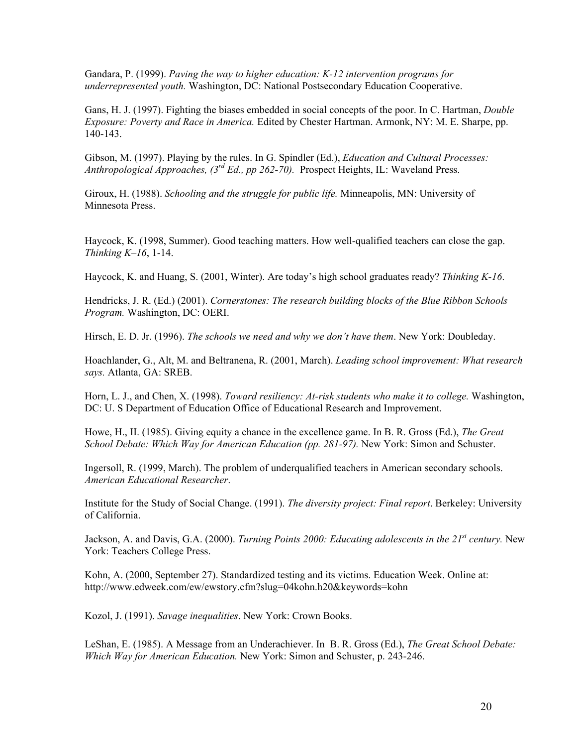Gandara, P. (1999). *Paving the way to higher education: K-12 intervention programs for underrepresented youth.* Washington, DC: National Postsecondary Education Cooperative.

Gans, H. J. (1997). Fighting the biases embedded in social concepts of the poor. In C. Hartman, *Double Exposure: Poverty and Race in America.* Edited by Chester Hartman. Armonk, NY: M. E. Sharpe, pp. 140-143.

Gibson, M. (1997). Playing by the rules. In G. Spindler (Ed.), *Education and Cultural Processes: Anthropological Approaches, (3rd Ed., pp 262-70).* Prospect Heights, IL: Waveland Press.

Giroux, H. (1988). *Schooling and the struggle for public life.* Minneapolis, MN: University of Minnesota Press.

Haycock, K. (1998, Summer). Good teaching matters. How well-qualified teachers can close the gap. *Thinking K–16*, 1-14.

Haycock, K. and Huang, S. (2001, Winter). Are today's high school graduates ready? *Thinking K-16*.

Hendricks, J. R. (Ed.) (2001). *Cornerstones: The research building blocks of the Blue Ribbon Schools Program.* Washington, DC: OERI.

Hirsch, E. D. Jr. (1996). *The schools we need and why we don't have them*. New York: Doubleday.

Hoachlander, G., Alt, M. and Beltranena, R. (2001, March). *Leading school improvement: What research says.* Atlanta, GA: SREB.

Horn, L. J., and Chen, X. (1998). *Toward resiliency: At-risk students who make it to college.* Washington, DC: U. S Department of Education Office of Educational Research and Improvement.

Howe, H., II. (1985). Giving equity a chance in the excellence game. In B. R. Gross (Ed.), *The Great School Debate: Which Way for American Education (pp. 281-97).* New York: Simon and Schuster.

Ingersoll, R. (1999, March). The problem of underqualified teachers in American secondary schools. *American Educational Researcher*.

Institute for the Study of Social Change. (1991). *The diversity project: Final report*. Berkeley: University of California.

Jackson, A. and Davis, G.A. (2000). *Turning Points 2000: Educating adolescents in the 21st century.* New York: Teachers College Press.

Kohn, A. (2000, September 27). Standardized testing and its victims. Education Week. Online at: http://www.edweek.com/ew/ewstory.cfm?slug=04kohn.h20&keywords=kohn

Kozol, J. (1991). *Savage inequalities*. New York: Crown Books.

LeShan, E. (1985). A Message from an Underachiever. In B. R. Gross (Ed.), *The Great School Debate: Which Way for American Education.* New York: Simon and Schuster, p. 243-246.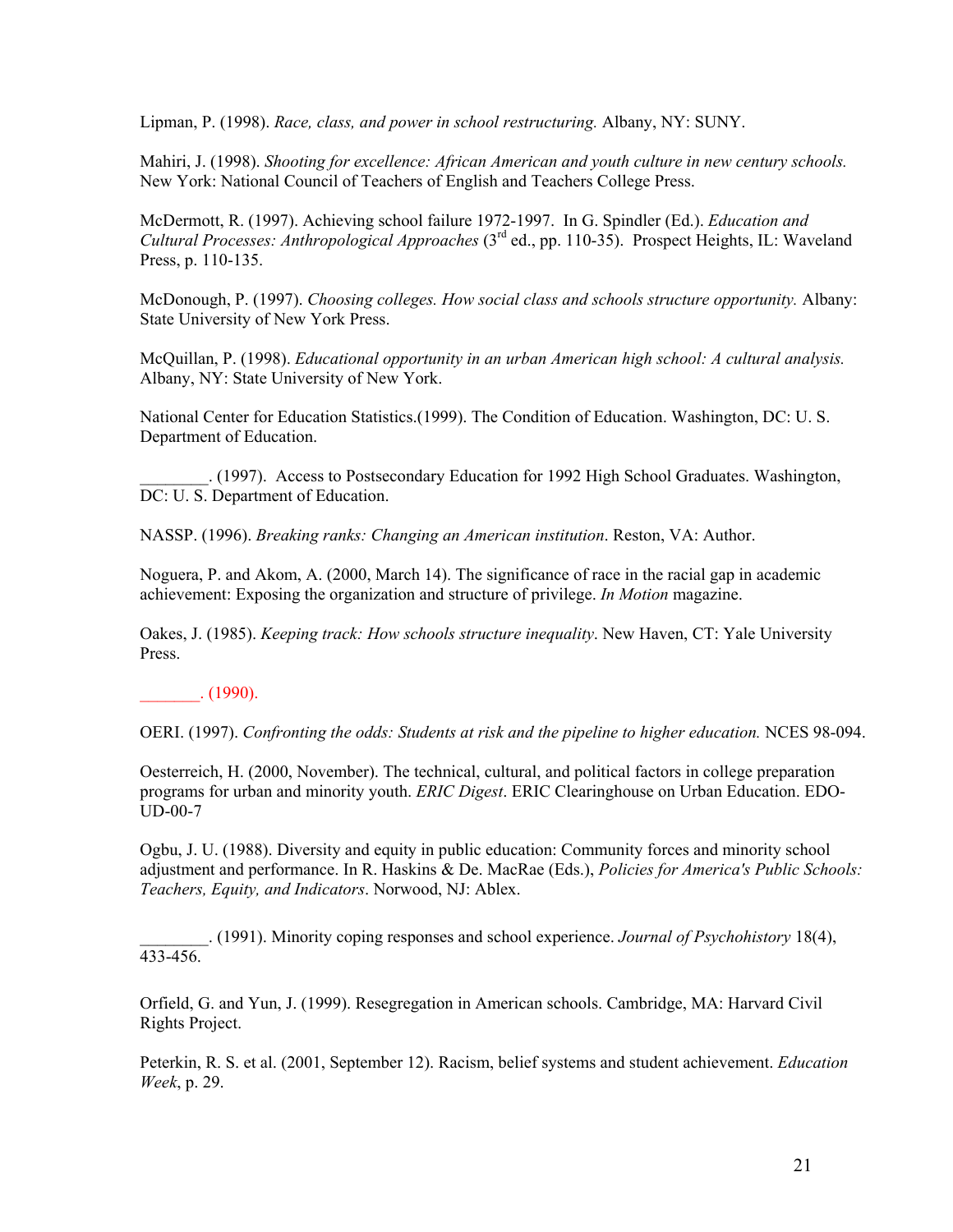Lipman, P. (1998). *Race, class, and power in school restructuring.* Albany, NY: SUNY.

Mahiri, J. (1998). *Shooting for excellence: African American and youth culture in new century schools.* New York: National Council of Teachers of English and Teachers College Press.

McDermott, R. (1997). Achieving school failure 1972-1997. In G. Spindler (Ed.). *Education and Cultural Processes: Anthropological Approaches* (3rd ed., pp. 110-35). Prospect Heights, IL: Waveland Press, p. 110-135.

McDonough, P. (1997). *Choosing colleges. How social class and schools structure opportunity.* Albany: State University of New York Press.

McQuillan, P. (1998). *Educational opportunity in an urban American high school: A cultural analysis.* Albany, NY: State University of New York.

National Center for Education Statistics.(1999). The Condition of Education. Washington, DC: U. S. Department of Education.

________. (1997). Access to Postsecondary Education for 1992 High School Graduates. Washington, DC: U. S. Department of Education.

NASSP. (1996). *Breaking ranks: Changing an American institution*. Reston, VA: Author.

Noguera, P. and Akom, A. (2000, March 14). The significance of race in the racial gap in academic achievement: Exposing the organization and structure of privilege. *In Motion* magazine.

Oakes, J. (1985). *Keeping track: How schools structure inequality*. New Haven, CT: Yale University Press.

_______. (1990).

OERI. (1997). *Confronting the odds: Students at risk and the pipeline to higher education.* NCES 98-094.

Oesterreich, H. (2000, November). The technical, cultural, and political factors in college preparation programs for urban and minority youth. *ERIC Digest*. ERIC Clearinghouse on Urban Education. EDO-UD-00-7

Ogbu, J. U. (1988). Diversity and equity in public education: Community forces and minority school adjustment and performance. In R. Haskins & De. MacRae (Eds.), *Policies for America's Public Schools: Teachers, Equity, and Indicators*. Norwood, NJ: Ablex.

________. (1991). Minority coping responses and school experience. *Journal of Psychohistory* 18(4), 433-456.

Orfield, G. and Yun, J. (1999). Resegregation in American schools. Cambridge, MA: Harvard Civil Rights Project.

Peterkin, R. S. et al. (2001, September 12). Racism, belief systems and student achievement. *Education Week*, p. 29.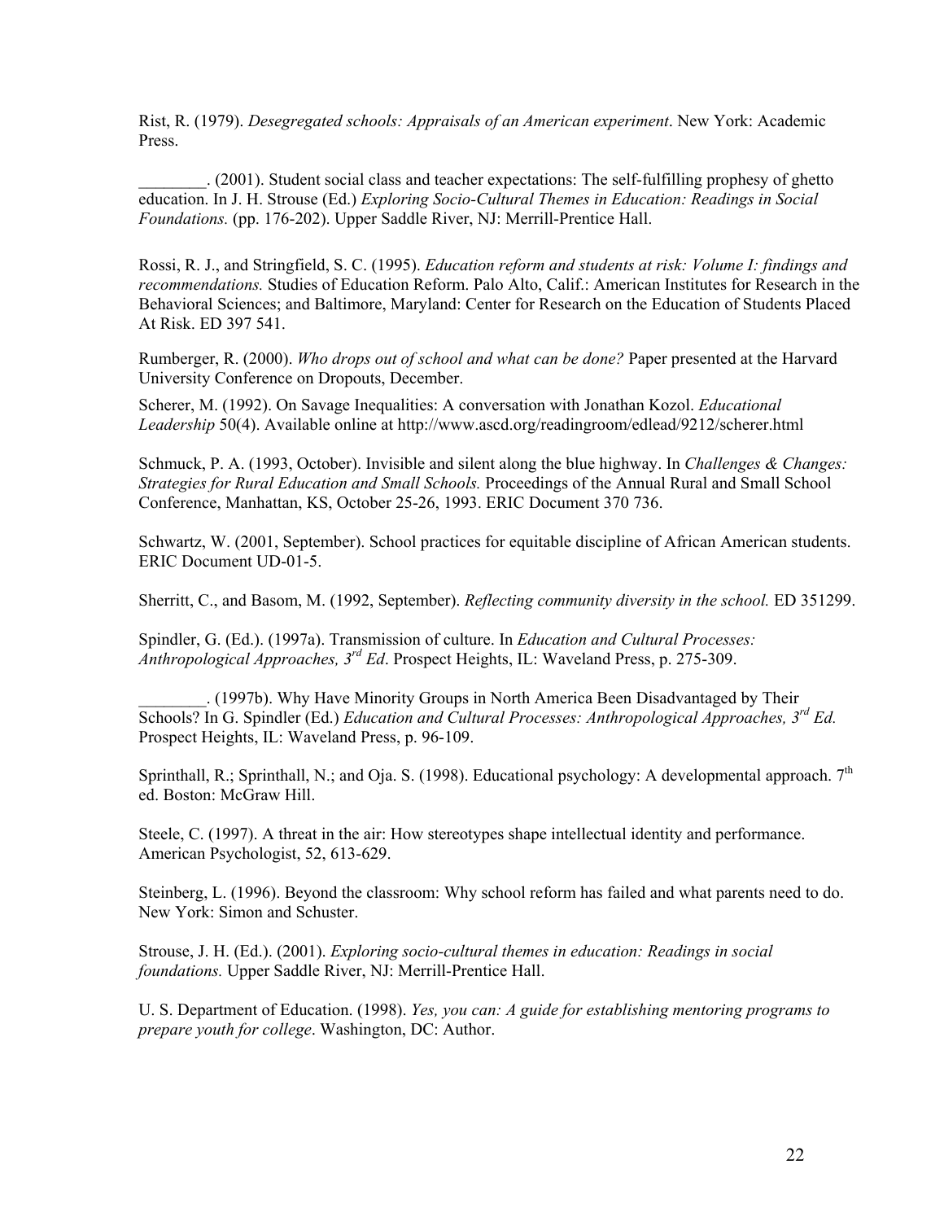Rist, R. (1979). *Desegregated schools: Appraisals of an American experiment*. New York: Academic Press.

________. (2001). Student social class and teacher expectations: The self-fulfilling prophesy of ghetto education. In J. H. Strouse (Ed.) *Exploring Socio-Cultural Themes in Education: Readings in Social Foundations.* (pp. 176-202). Upper Saddle River, NJ: Merrill-Prentice Hall.

Rossi, R. J., and Stringfield, S. C. (1995). *Education reform and students at risk: Volume I: findings and recommendations.* Studies of Education Reform. Palo Alto, Calif.: American Institutes for Research in the Behavioral Sciences; and Baltimore, Maryland: Center for Research on the Education of Students Placed At Risk. ED 397 541.

Rumberger, R. (2000). *Who drops out of school and what can be done?* Paper presented at the Harvard University Conference on Dropouts, December.

Scherer, M. (1992). On Savage Inequalities: A conversation with Jonathan Kozol. *Educational Leadership* 50(4). Available online at http://www.ascd.org/readingroom/edlead/9212/scherer.html

Schmuck, P. A. (1993, October). Invisible and silent along the blue highway. In *Challenges & Changes: Strategies for Rural Education and Small Schools.* Proceedings of the Annual Rural and Small School Conference, Manhattan, KS, October 25-26, 1993. ERIC Document 370 736.

Schwartz, W. (2001, September). School practices for equitable discipline of African American students. ERIC Document UD-01-5.

Sherritt, C., and Basom, M. (1992, September). *Reflecting community diversity in the school.* ED 351299.

Spindler, G. (Ed.). (1997a). Transmission of culture. In *Education and Cultural Processes: Anthropological Approaches, 3rd Ed*. Prospect Heights, IL: Waveland Press, p. 275-309.

________. (1997b). Why Have Minority Groups in North America Been Disadvantaged by Their Schools? In G. Spindler (Ed.) *Education and Cultural Processes: Anthropological Approaches, 3rd Ed.* Prospect Heights, IL: Waveland Press, p. 96-109.

Sprinthall, R.; Sprinthall, N.; and Oja. S. (1998). Educational psychology: A developmental approach. 7th ed. Boston: McGraw Hill.

Steele, C. (1997). A threat in the air: How stereotypes shape intellectual identity and performance. American Psychologist, 52, 613-629.

Steinberg, L. (1996). Beyond the classroom: Why school reform has failed and what parents need to do. New York: Simon and Schuster.

Strouse, J. H. (Ed.). (2001). *Exploring socio-cultural themes in education: Readings in social foundations.* Upper Saddle River, NJ: Merrill-Prentice Hall.

U. S. Department of Education. (1998). *Yes, you can: A guide for establishing mentoring programs to prepare youth for college*. Washington, DC: Author.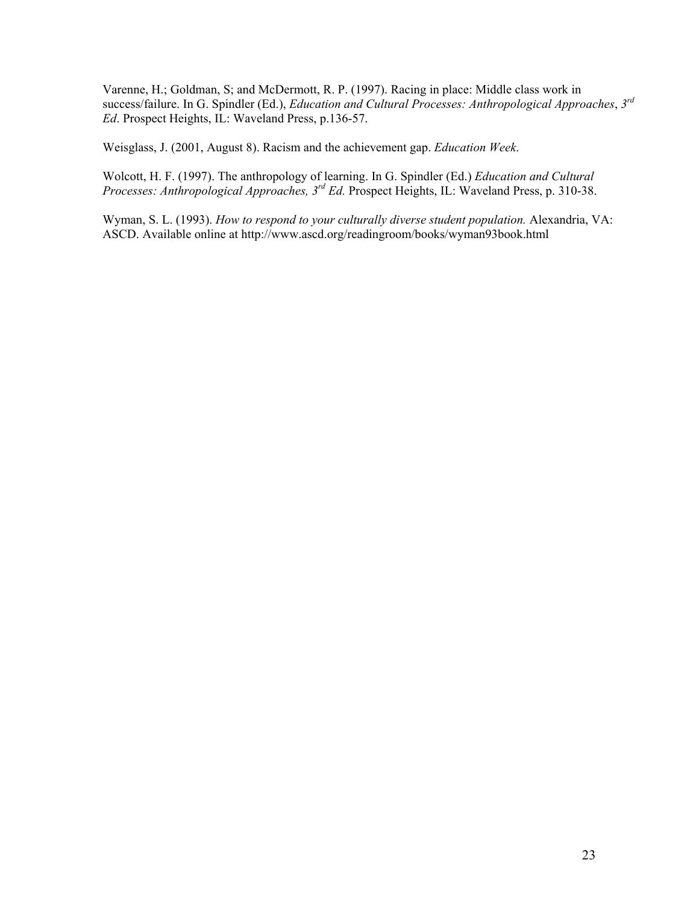Varenne, H.; Goldman, S; and McDermott, R. P. (1997). Racing in place: Middle class work in success/failure. In G. Spindler (Ed.), *Education and Cultural Processes: Anthropological Approaches*, *3rd Ed*. Prospect Heights, IL: Waveland Press, p.136-57.

Weisglass, J. (2001, August 8). Racism and the achievement gap. *Education Week*.

Wolcott, H. F. (1997). The anthropology of learning. In G. Spindler (Ed.) *Education and Cultural Processes: Anthropological Approaches, 3rd Ed.* Prospect Heights, IL: Waveland Press, p. 310-38.

Wyman, S. L. (1993). *How to respond to your culturally diverse student population.* Alexandria, VA: ASCD. Available online at http://www.ascd.org/readingroom/books/wyman93book.html